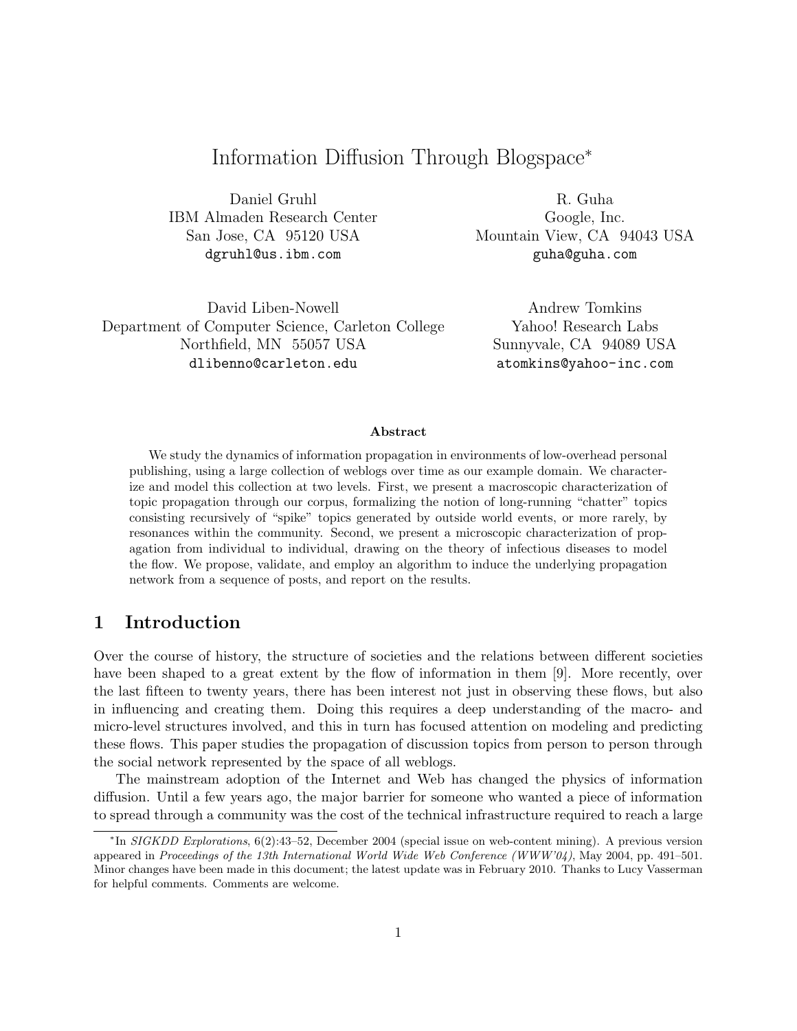# Information Diffusion Through Blogspace*

Daniel Gruhl
IBM Almaden Research Center
San Jose, CA 95120 USA
dgruhl@us.ibm.com

R. Guha
Google, Inc.
Mountain View, CA 94043 USA
guha@guha.com

David Liben-Nowell
Department of Computer Science, Carleton College
Northfield, MN 55057 USA
dlibenno@carleton.edu

Andrew Tomkins
Yahoo! Research Labs
Sunnyvale, CA 94089 USA
atomkins@yahoo-inc.com

**Abstract**

We study the dynamics of information propagation in environments of low-overhead personal publishing, using a large collection of weblogs over time as our example domain. We characterize and model this collection at two levels. First, we present a macroscopic characterization of topic propagation through our corpus, formalizing the notion of long-running "chatter" topics consisting recursively of "spike" topics generated by outside world events, or more rarely, by resonances within the community. Second, we present a microscopic characterization of propagation from individual to individual, drawing on the theory of infectious diseases to model the flow. We propose, validate, and employ an algorithm to induce the underlying propagation network from a sequence of posts, and report on the results.

## 1 Introduction

Over the course of history, the structure of societies and the relations between different societies have been shaped to a great extent by the flow of information in them [9]. More recently, over the last fifteen to twenty years, there has been interest not just in observing these flows, but also in influencing and creating them. Doing this requires a deep understanding of the macro- and micro-level structures involved, and this in turn has focused attention on modeling and predicting these flows. This paper studies the propagation of discussion topics from person to person through the social network represented by the space of all weblogs.

The mainstream adoption of the Internet and Web has changed the physics of information diffusion. Until a few years ago, the major barrier for someone who wanted a piece of information to spread through a community was the cost of the technical infrastructure required to reach a large

*In *SIGKDD Explorations*, 6(2):43–52, December 2004 (special issue on web-content mining). A previous version appeared in *Proceedings of the 13th International World Wide Web Conference (WWW'04)*, May 2004, pp. 491–501. Minor changes have been made in this document; the latest update was in February 2010. Thanks to Lucy Vasserman for helpful comments. Comments are welcome.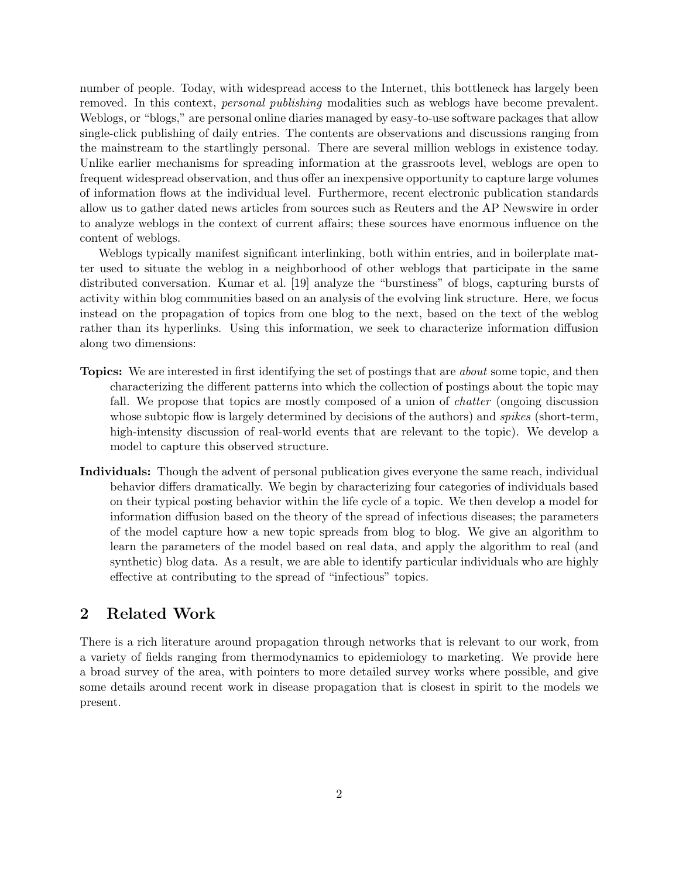number of people. Today, with widespread access to the Internet, this bottleneck has largely been removed. In this context, *personal publishing* modalities such as weblogs have become prevalent. Weblogs, or "blogs," are personal online diaries managed by easy-to-use software packages that allow single-click publishing of daily entries. The contents are observations and discussions ranging from the mainstream to the startlingly personal. There are several million weblogs in existence today. Unlike earlier mechanisms for spreading information at the grassroots level, weblogs are open to frequent widespread observation, and thus offer an inexpensive opportunity to capture large volumes of information flows at the individual level. Furthermore, recent electronic publication standards allow us to gather dated news articles from sources such as Reuters and the AP Newswire in order to analyze weblogs in the context of current affairs; these sources have enormous influence on the content of weblogs.

Weblogs typically manifest significant interlinking, both within entries, and in boilerplate matter used to situate the weblog in a neighborhood of other weblogs that participate in the same distributed conversation. Kumar et al. [19] analyze the "burstiness" of blogs, capturing bursts of activity within blog communities based on an analysis of the evolving link structure. Here, we focus instead on the propagation of topics from one blog to the next, based on the text of the weblog rather than its hyperlinks. Using this information, we seek to characterize information diffusion along two dimensions:

**Topics:** We are interested in first identifying the set of postings that are *about* some topic, and then characterizing the different patterns into which the collection of postings about the topic may fall. We propose that topics are mostly composed of a union of *chatter* (ongoing discussion whose subtopic flow is largely determined by decisions of the authors) and *spikes* (short-term, high-intensity discussion of real-world events that are relevant to the topic). We develop a model to capture this observed structure.

**Individuals:** Though the advent of personal publication gives everyone the same reach, individual behavior differs dramatically. We begin by characterizing four categories of individuals based on their typical posting behavior within the life cycle of a topic. We then develop a model for information diffusion based on the theory of the spread of infectious diseases; the parameters of the model capture how a new topic spreads from blog to blog. We give an algorithm to learn the parameters of the model based on real data, and apply the algorithm to real (and synthetic) blog data. As a result, we are able to identify particular individuals who are highly effective at contributing to the spread of "infectious" topics.

## 2 Related Work

There is a rich literature around propagation through networks that is relevant to our work, from a variety of fields ranging from thermodynamics to epidemiology to marketing. We provide here a broad survey of the area, with pointers to more detailed survey works where possible, and give some details around recent work in disease propagation that is closest in spirit to the models we present.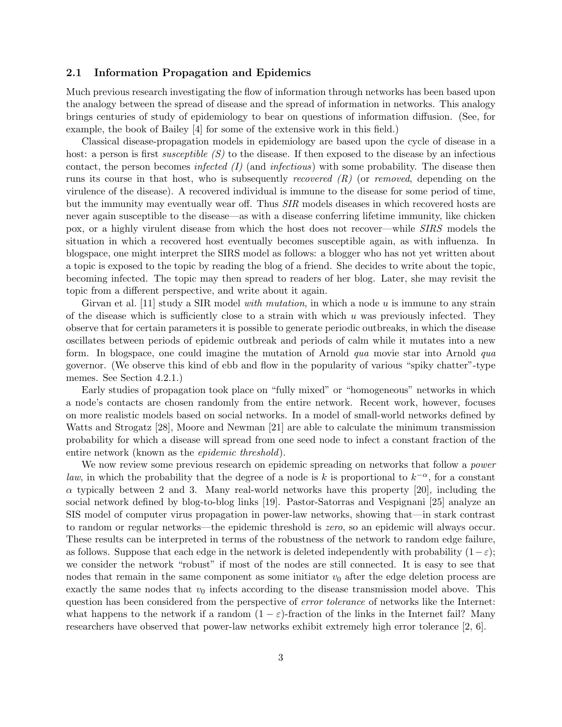### 2.1 Information Propagation and Epidemics

Much previous research investigating the flow of information through networks has been based upon the analogy between the spread of disease and the spread of information in networks. This analogy brings centuries of study of epidemiology to bear on questions of information diffusion. (See, for example, the book of Bailey [4] for some of the extensive work in this field.)

Classical disease-propagation models in epidemiology are based upon the cycle of disease in a host: a person is first *susceptible (S)* to the disease. If then exposed to the disease by an infectious contact, the person becomes *infected (I)* (and *infectious*) with some probability. The disease then runs its course in that host, who is subsequently *recovered (R)* (or *removed*, depending on the virulence of the disease). A recovered individual is immune to the disease for some period of time, but the immunity may eventually wear off. Thus *SIR* models diseases in which recovered hosts are never again susceptible to the disease—as with a disease conferring lifetime immunity, like chicken pox, or a highly virulent disease from which the host does not recover—while *SIRS* models the situation in which a recovered host eventually becomes susceptible again, as with influenza. In blogspace, one might interpret the SIRS model as follows: a blogger who has not yet written about a topic is exposed to the topic by reading the blog of a friend. She decides to write about the topic, becoming infected. The topic may then spread to readers of her blog. Later, she may revisit the topic from a different perspective, and write about it again.

Girvan et al. [11] study a SIR model *with mutation*, in which a node $u$ is immune to any strain of the disease which is sufficiently close to a strain with which $u$ was previously infected. They observe that for certain parameters it is possible to generate periodic outbreaks, in which the disease oscillates between periods of epidemic outbreak and periods of calm while it mutates into a new form. In blogspace, one could imagine the mutation of Arnold *qua* movie star into Arnold *qua* governor. (We observe this kind of ebb and flow in the popularity of various "spiky chatter"-type memes. See Section 4.2.1.)

Early studies of propagation took place on "fully mixed" or "homogeneous" networks in which a node's contacts are chosen randomly from the entire network. Recent work, however, focuses on more realistic models based on social networks. In a model of small-world networks defined by Watts and Strogatz [28], Moore and Newman [21] are able to calculate the minimum transmission probability for which a disease will spread from one seed node to infect a constant fraction of the entire network (known as the *epidemic threshold*).

We now review some previous research on epidemic spreading on networks that follow a *power law*, in which the probability that the degree of a node is $k$ is proportional to $k^{-\alpha}$, for a constant $\alpha$ typically between 2 and 3. Many real-world networks have this property [20], including the social network defined by blog-to-blog links [19]. Pastor-Satorras and Vespignani [25] analyze an SIS model of computer virus propagation in power-law networks, showing that—in stark contrast to random or regular networks—the epidemic threshold is *zero*, so an epidemic will always occur. These results can be interpreted in terms of the robustness of the network to random edge failure, as follows. Suppose that each edge in the network is deleted independently with probability $(1-\varepsilon)$; we consider the network "robust" if most of the nodes are still connected. It is easy to see that nodes that remain in the same component as some initiator $v_0$ after the edge deletion process are exactly the same nodes that $v_0$ infects according to the disease transmission model above. This question has been considered from the perspective of *error tolerance* of networks like the Internet: what happens to the network if a random $(1-\varepsilon)$-fraction of the links in the Internet fail? Many researchers have observed that power-law networks exhibit extremely high error tolerance [2, 6].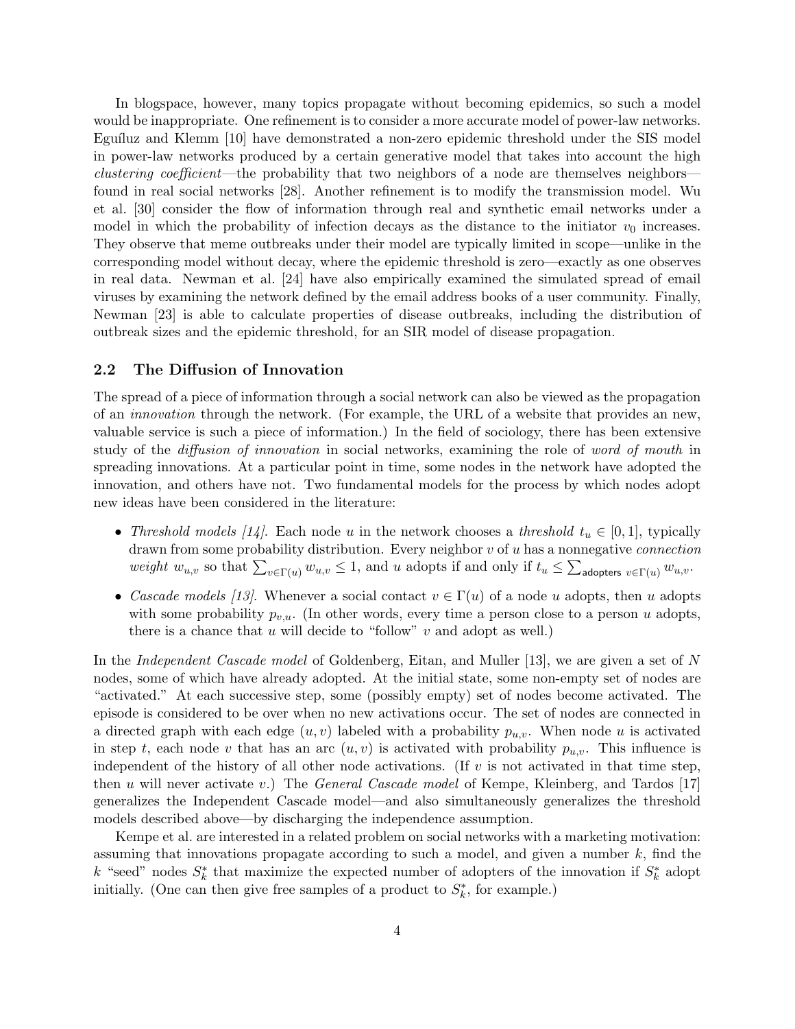In blogspace, however, many topics propagate without becoming epidemics, so such a model would be inappropriate. One refinement is to consider a more accurate model of power-law networks. Eguíluz and Klemm [10] have demonstrated a non-zero epidemic threshold under the SIS model in power-law networks produced by a certain generative model that takes into account the high *clustering coefficient*—the probability that two neighbors of a node are themselves neighbors—found in real social networks [28]. Another refinement is to modify the transmission model. Wu et al. [30] consider the flow of information through real and synthetic email networks under a model in which the probability of infection decays as the distance to the initiator $v_0$ increases. They observe that meme outbreaks under their model are typically limited in scope—unlike in the corresponding model without decay, where the epidemic threshold is zero—exactly as one observes in real data. Newman et al. [24] have also empirically examined the simulated spread of email viruses by examining the network defined by the email address books of a user community. Finally, Newman [23] is able to calculate properties of disease outbreaks, including the distribution of outbreak sizes and the epidemic threshold, for an SIR model of disease propagation.

### 2.2 The Diffusion of Innovation

The spread of a piece of information through a social network can also be viewed as the propagation of an *innovation* through the network. (For example, the URL of a website that provides an new, valuable service is such a piece of information.) In the field of sociology, there has been extensive study of the *diffusion of innovation* in social networks, examining the role of *word of mouth* in spreading innovations. At a particular point in time, some nodes in the network have adopted the innovation, and others have not. Two fundamental models for the process by which nodes adopt new ideas have been considered in the literature:

- *Threshold models [14].* Each node $u$ in the network chooses a *threshold* $t_u \in [0, 1]$, typically drawn from some probability distribution. Every neighbor $v$ of $u$ has a nonnegative *connection weight* $w_{u,v}$ so that $\sum_{v \in \Gamma(u)} w_{u,v} \leq 1$, and $u$ adopts if and only if $t_u \leq \sum_{\mathsf{adopters}\ v \in \Gamma(u)} w_{u,v}$.
- *Cascade models [13].* Whenever a social contact $v \in \Gamma(u)$ of a node $u$ adopts, then $u$ adopts with some probability $p_{v,u}$. (In other words, every time a person close to a person $u$ adopts, there is a chance that $u$ will decide to "follow" $v$ and adopt as well.)

In the *Independent Cascade model* of Goldenberg, Eitan, and Muller [13], we are given a set of $N$ nodes, some of which have already adopted. At the initial state, some non-empty set of nodes are "activated." At each successive step, some (possibly empty) set of nodes become activated. The episode is considered to be over when no new activations occur. The set of nodes are connected in a directed graph with each edge $(u, v)$ labeled with a probability $p_{u,v}$. When node $u$ is activated in step $t$, each node $v$ that has an arc $(u, v)$ is activated with probability $p_{u,v}$. This influence is independent of the history of all other node activations. (If $v$ is not activated in that time step, then $u$ will never activate $v$.) The *General Cascade model* of Kempe, Kleinberg, and Tardos [17] generalizes the Independent Cascade model—and also simultaneously generalizes the threshold models described above—by discharging the independence assumption.

Kempe et al. are interested in a related problem on social networks with a marketing motivation: assuming that innovations propagate according to such a model, and given a number $k$, find the $k$ "seed" nodes $S_k^*$ that maximize the expected number of adopters of the innovation if $S_k^*$ adopt initially. (One can then give free samples of a product to $S_k^*$, for example.)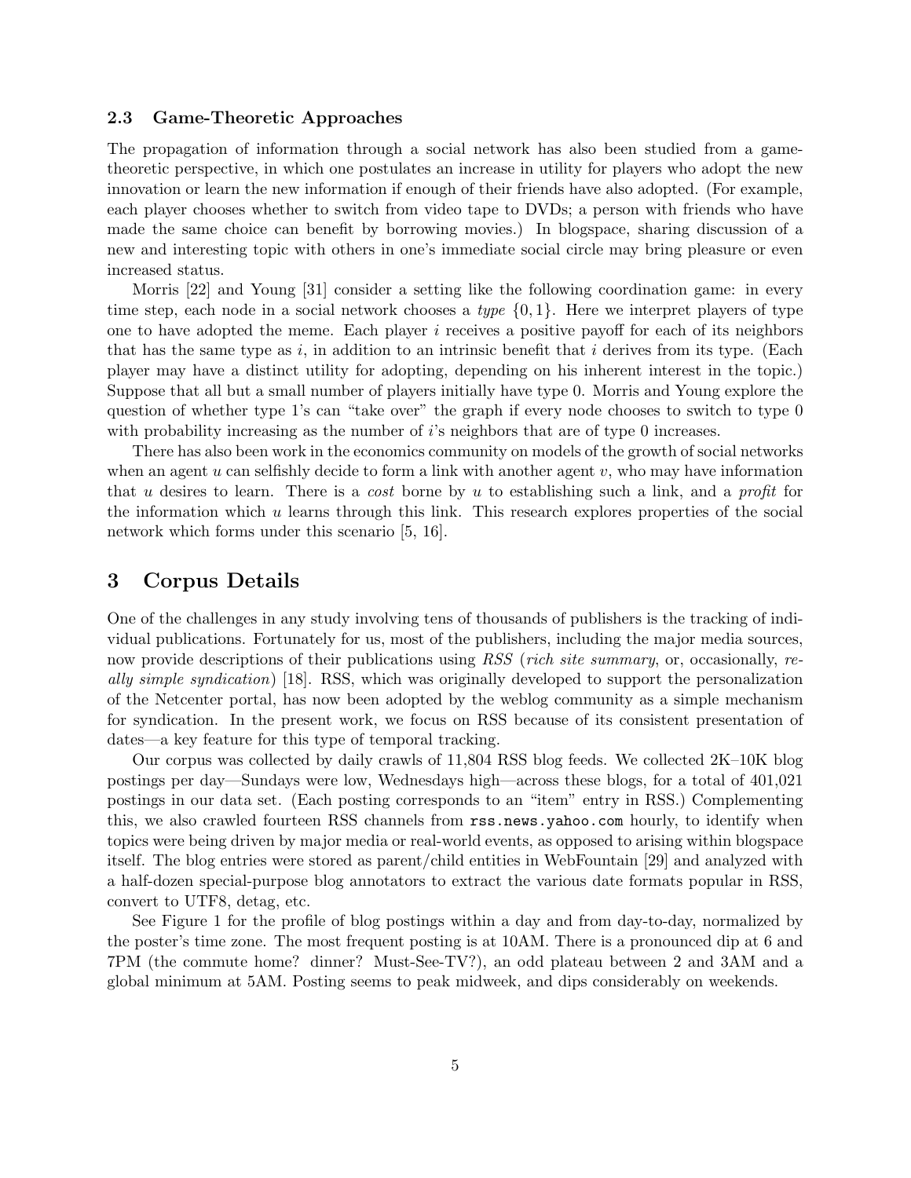### 2.3 Game-Theoretic Approaches

The propagation of information through a social network has also been studied from a game-theoretic perspective, in which one postulates an increase in utility for players who adopt the new innovation or learn the new information if enough of their friends have also adopted. (For example, each player chooses whether to switch from video tape to DVDs; a person with friends who have made the same choice can benefit by borrowing movies.) In blogspace, sharing discussion of a new and interesting topic with others in one's immediate social circle may bring pleasure or even increased status.

Morris [22] and Young [31] consider a setting like the following coordination game: in every time step, each node in a social network chooses a *type* $\{0, 1\}$. Here we interpret players of type one to have adopted the meme. Each player $i$ receives a positive payoff for each of its neighbors that has the same type as $i$, in addition to an intrinsic benefit that $i$ derives from its type. (Each player may have a distinct utility for adopting, depending on his inherent interest in the topic.) Suppose that all but a small number of players initially have type 0. Morris and Young explore the question of whether type 1's can "take over" the graph if every node chooses to switch to type 0 with probability increasing as the number of $i$'s neighbors that are of type 0 increases.

There has also been work in the economics community on models of the growth of social networks when an agent $u$ can selfishly decide to form a link with another agent $v$, who may have information that $u$ desires to learn. There is a *cost* borne by $u$ to establishing such a link, and a *profit* for the information which $u$ learns through this link. This research explores properties of the social network which forms under this scenario [5, 16].

## 3 Corpus Details

One of the challenges in any study involving tens of thousands of publishers is the tracking of individual publications. Fortunately for us, most of the publishers, including the major media sources, now provide descriptions of their publications using *RSS* (*rich site summary*, or, occasionally, *really simple syndication*) [18]. RSS, which was originally developed to support the personalization of the Netcenter portal, has now been adopted by the weblog community as a simple mechanism for syndication. In the present work, we focus on RSS because of its consistent presentation of dates—a key feature for this type of temporal tracking.

Our corpus was collected by daily crawls of 11,804 RSS blog feeds. We collected 2K–10K blog postings per day—Sundays were low, Wednesdays high—across these blogs, for a total of 401,021 postings in our data set. (Each posting corresponds to an "item" entry in RSS.) Complementing this, we also crawled fourteen RSS channels from `rss.news.yahoo.com` hourly, to identify when topics were being driven by major media or real-world events, as opposed to arising within blogspace itself. The blog entries were stored as parent/child entities in WebFountain [29] and analyzed with a half-dozen special-purpose blog annotators to extract the various date formats popular in RSS, convert to UTF8, detag, etc.

See Figure 1 for the profile of blog postings within a day and from day-to-day, normalized by the poster's time zone. The most frequent posting is at 10AM. There is a pronounced dip at 6 and 7PM (the commute home? dinner? Must-See-TV?), an odd plateau between 2 and 3AM and a global minimum at 5AM. Posting seems to peak midweek, and dips considerably on weekends.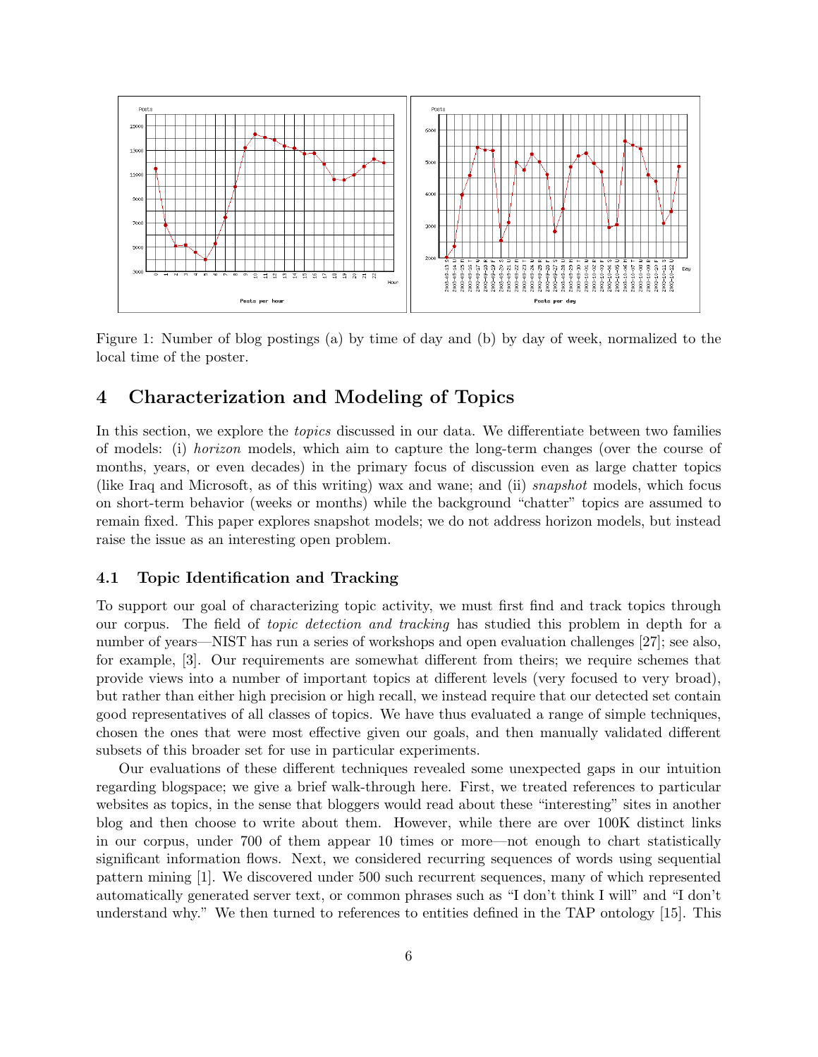Posts

15000

13000

11000

9000

7000

5000

3000

0 1 2 3 4 5 6 7 8 9 10 11 12 13 14 15 16 17 18 19 20 21 22

Hour

Posts per hour

Posts

6000

5000

4000

3000

2000

Day

Posts per day

Figure 1: Number of blog postings (a) by time of day and (b) by day of week, normalized to the local time of the poster.

# 4 Characterization and Modeling of Topics

In this section, we explore the *topics* discussed in our data. We differentiate between two families of models: (i) *horizon* models, which aim to capture the long-term changes (over the course of months, years, or even decades) in the primary focus of discussion even as large chatter topics (like Iraq and Microsoft, as of this writing) wax and wane; and (ii) *snapshot* models, which focus on short-term behavior (weeks or months) while the background "chatter" topics are assumed to remain fixed. This paper explores snapshot models; we do not address horizon models, but instead raise the issue as an interesting open problem.

## 4.1 Topic Identification and Tracking

To support our goal of characterizing topic activity, we must first find and track topics through our corpus. The field of *topic detection and tracking* has studied this problem in depth for a number of years—NIST has run a series of workshops and open evaluation challenges [27]; see also, for example, [3]. Our requirements are somewhat different from theirs; we require schemes that provide views into a number of important topics at different levels (very focused to very broad), but rather than either high precision or high recall, we instead require that our detected set contain good representatives of all classes of topics. We have thus evaluated a range of simple techniques, chosen the ones that were most effective given our goals, and then manually validated different subsets of this broader set for use in particular experiments.

Our evaluations of these different techniques revealed some unexpected gaps in our intuition regarding blogspace; we give a brief walk-through here. First, we treated references to particular websites as topics, in the sense that bloggers would read about these "interesting" sites in another blog and then choose to write about them. However, while there are over 100K distinct links in our corpus, under 700 of them appear 10 times or more—not enough to chart statistically significant information flows. Next, we considered recurring sequences of words using sequential pattern mining [1]. We discovered under 500 such recurrent sequences, many of which represented automatically generated server text, or common phrases such as "I don't think I will" and "I don't understand why." We then turned to references to entities defined in the TAP ontology [15]. This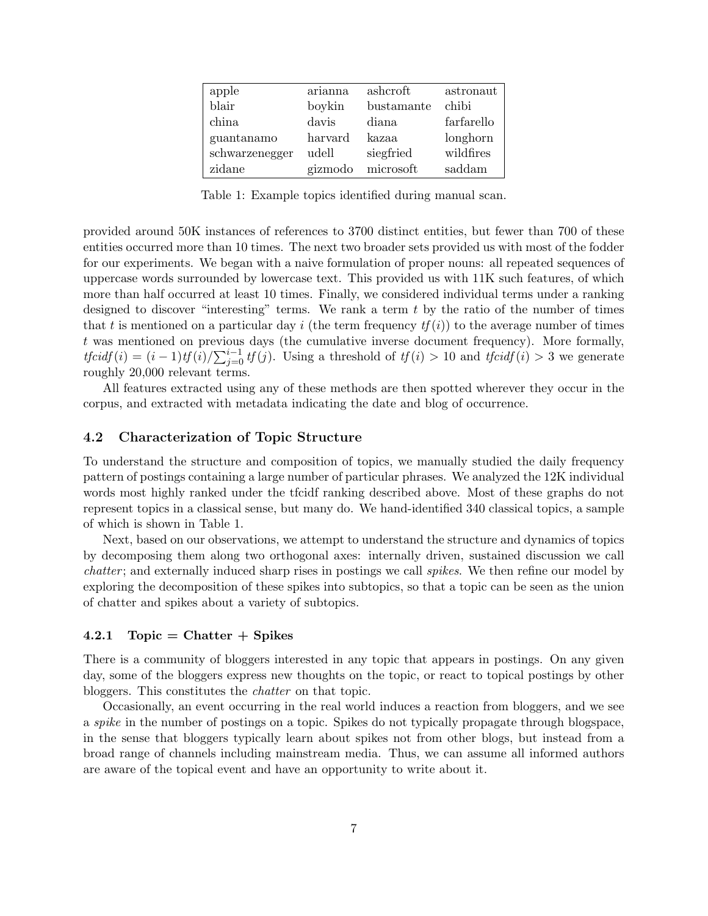| | | | |
|---|---|---|---|
| apple | arianna | ashcroft | astronaut |
| blair | boykin | bustamante | chibi |
| china | davis | diana | farfarello |
| guantanamo | harvard | kazaa | longhorn |
| schwarzenegger | udell | siegfried | wildfires |
| zidane | gizmodo | microsoft | saddam |

Table 1: Example topics identified during manual scan.

provided around 50K instances of references to 3700 distinct entities, but fewer than 700 of these entities occurred more than 10 times. The next two broader sets provided us with most of the fodder for our experiments. We began with a naive formulation of proper nouns: all repeated sequences of uppercase words surrounded by lowercase text. This provided us with 11K such features, of which more than half occurred at least 10 times. Finally, we considered individual terms under a ranking designed to discover "interesting" terms. We rank a term $t$ by the ratio of the number of times that $t$ is mentioned on a particular day $i$ (the term frequency $tf(i)$) to the average number of times $t$ was mentioned on previous days (the cumulative inverse document frequency). More formally, $tfcidf(i) = (i-1)tf(i)/\sum_{j=0}^{i-1} tf(j)$. Using a threshold of $tf(i) > 10$ and $tfcidf(i) > 3$ we generate roughly 20,000 relevant terms.

All features extracted using any of these methods are then spotted wherever they occur in the corpus, and extracted with metadata indicating the date and blog of occurrence.

### 4.2 Characterization of Topic Structure

To understand the structure and composition of topics, we manually studied the daily frequency pattern of postings containing a large number of particular phrases. We analyzed the 12K individual words most highly ranked under the tfcidf ranking described above. Most of these graphs do not represent topics in a classical sense, but many do. We hand-identified 340 classical topics, a sample of which is shown in Table 1.

Next, based on our observations, we attempt to understand the structure and dynamics of topics by decomposing them along two orthogonal axes: internally driven, sustained discussion we call *chatter*; and externally induced sharp rises in postings we call *spikes*. We then refine our model by exploring the decomposition of these spikes into subtopics, so that a topic can be seen as the union of chatter and spikes about a variety of subtopics.

#### 4.2.1 Topic = Chatter + Spikes

There is a community of bloggers interested in any topic that appears in postings. On any given day, some of the bloggers express new thoughts on the topic, or react to topical postings by other bloggers. This constitutes the *chatter* on that topic.

Occasionally, an event occurring in the real world induces a reaction from bloggers, and we see a *spike* in the number of postings on a topic. Spikes do not typically propagate through blogspace, in the sense that bloggers typically learn about spikes not from other blogs, but instead from a broad range of channels including mainstream media. Thus, we can assume all informed authors are aware of the topical event and have an opportunity to write about it.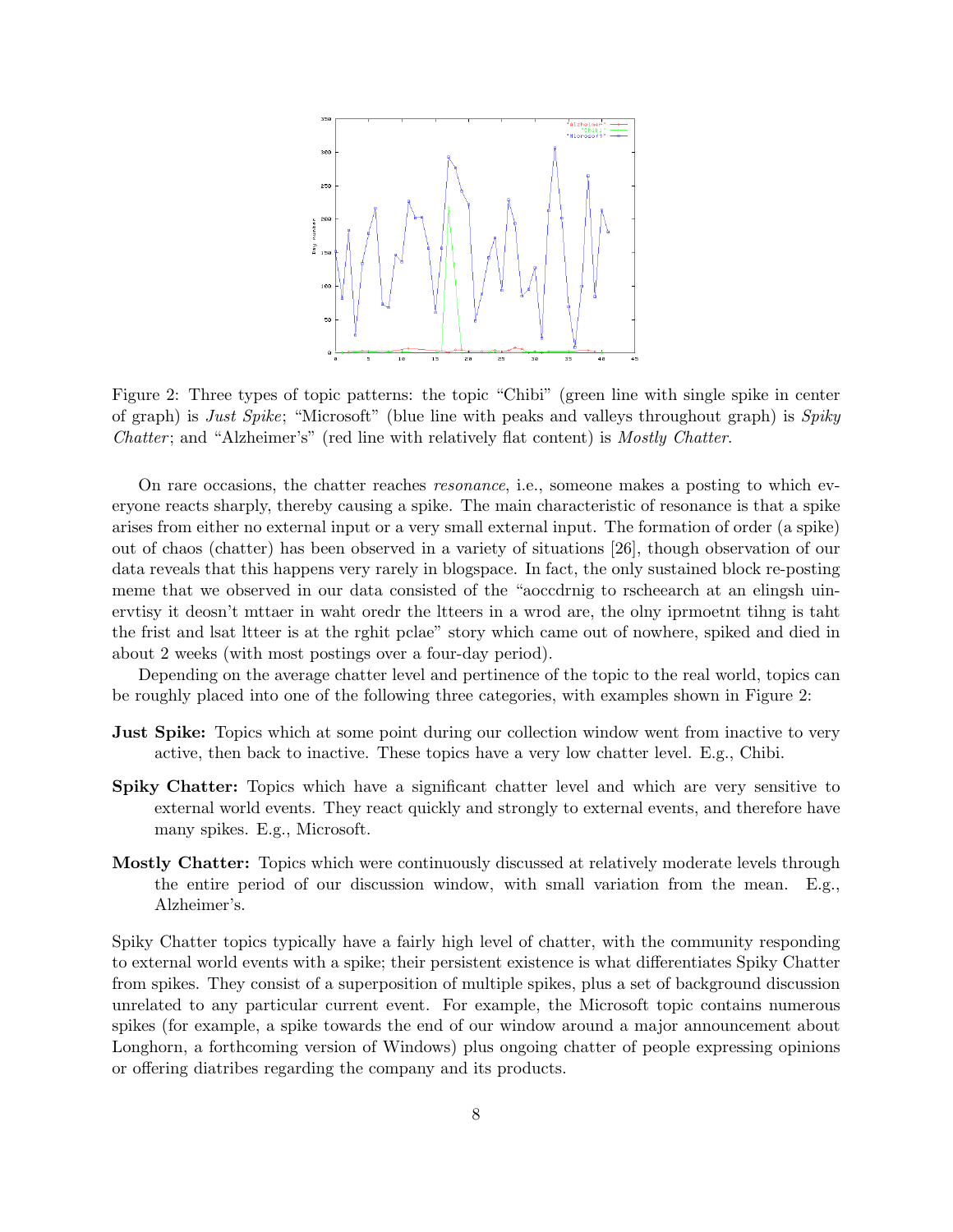"Alzheimer"
"Chibi"
"Microsoft"

Day number

350
300
250
200
150
100
50
0

0 5 10 15 20 25 30 35 40 45

Figure 2: Three types of topic patterns: the topic "Chibi" (green line with single spike in center of graph) is *Just Spike*; "Microsoft" (blue line with peaks and valleys throughout graph) is *Spiky Chatter*; and "Alzheimer's" (red line with relatively flat content) is *Mostly Chatter*.

On rare occasions, the chatter reaches *resonance*, i.e., someone makes a posting to which everyone reacts sharply, thereby causing a spike. The main characteristic of resonance is that a spike arises from either no external input or a very small external input. The formation of order (a spike) out of chaos (chatter) has been observed in a variety of situations [26], though observation of our data reveals that this happens very rarely in blogspace. In fact, the only sustained block re-posting meme that we observed in our data consisted of the "aoccdrnig to rscheearch at an elingsh uinervtisy it deosn't mttaer in waht oredr the ltteers in a wrod are, the olny iprmoetnt tihng is taht the frist and lsat ltteer is at the rghit pclae" story which came out of nowhere, spiked and died in about 2 weeks (with most postings over a four-day period).

Depending on the average chatter level and pertinence of the topic to the real world, topics can be roughly placed into one of the following three categories, with examples shown in Figure 2:

**Just Spike:** Topics which at some point during our collection window went from inactive to very active, then back to inactive. These topics have a very low chatter level. E.g., Chibi.

**Spiky Chatter:** Topics which have a significant chatter level and which are very sensitive to external world events. They react quickly and strongly to external events, and therefore have many spikes. E.g., Microsoft.

**Mostly Chatter:** Topics which were continuously discussed at relatively moderate levels through the entire period of our discussion window, with small variation from the mean. E.g., Alzheimer's.

Spiky Chatter topics typically have a fairly high level of chatter, with the community responding to external world events with a spike; their persistent existence is what differentiates Spiky Chatter from spikes. They consist of a superposition of multiple spikes, plus a set of background discussion unrelated to any particular current event. For example, the Microsoft topic contains numerous spikes (for example, a spike towards the end of our window around a major announcement about Longhorn, a forthcoming version of Windows) plus ongoing chatter of people expressing opinions or offering diatribes regarding the company and its products.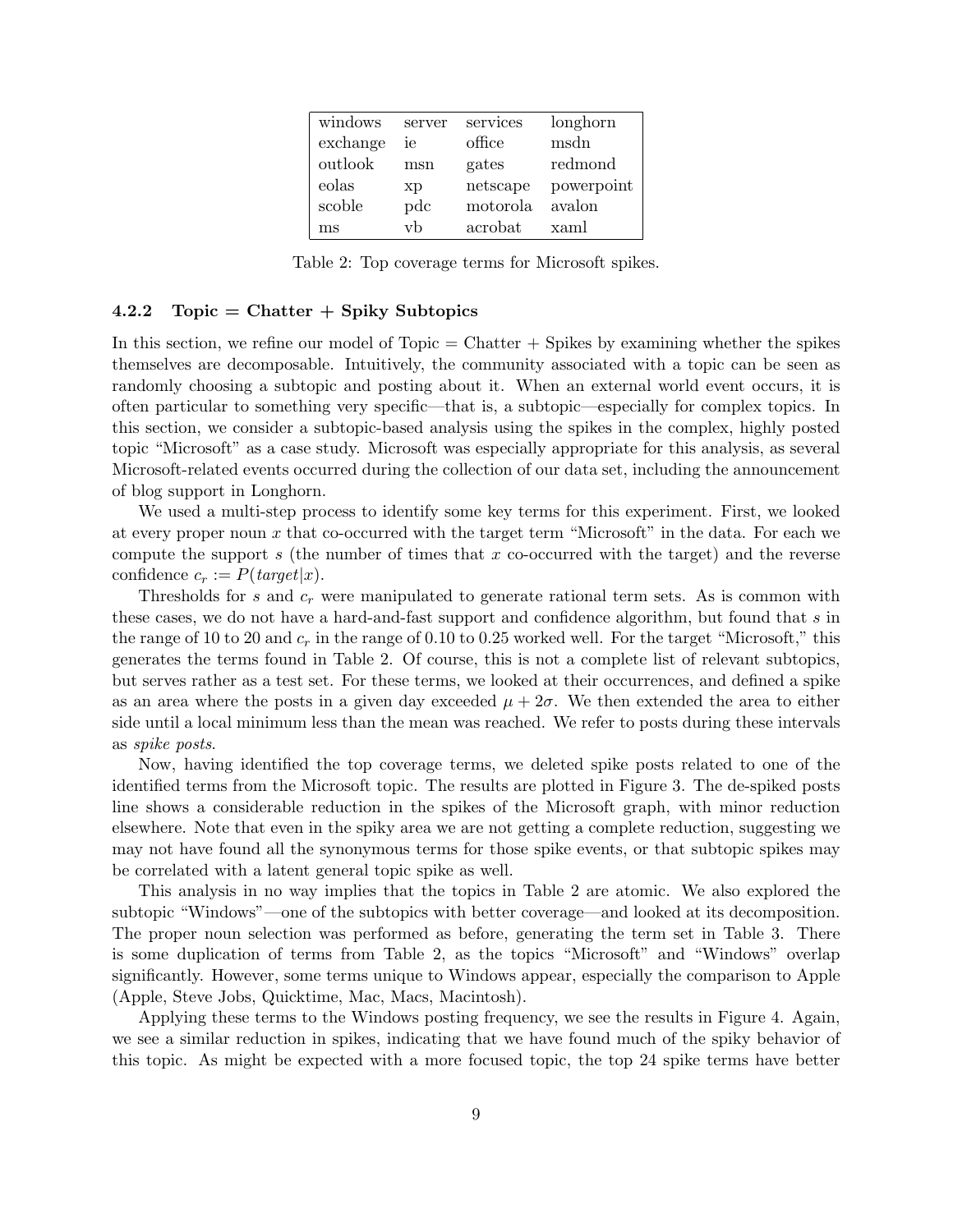| | | | |
|---|---|---|---|
| windows | server | services | longhorn |
| exchange | ie | office | msdn |
| outlook | msn | gates | redmond |
| eolas | xp | netscape | powerpoint |
| scoble | pdc | motorola | avalon |
| ms | vb | acrobat | xaml |

Table 2: Top coverage terms for Microsoft spikes.

#### 4.2.2 Topic = Chatter + Spiky Subtopics

In this section, we refine our model of Topic = Chatter + Spikes by examining whether the spikes themselves are decomposable. Intuitively, the community associated with a topic can be seen as randomly choosing a subtopic and posting about it. When an external world event occurs, it is often particular to something very specific—that is, a subtopic—especially for complex topics. In this section, we consider a subtopic-based analysis using the spikes in the complex, highly posted topic "Microsoft" as a case study. Microsoft was especially appropriate for this analysis, as several Microsoft-related events occurred during the collection of our data set, including the announcement of blog support in Longhorn.

We used a multi-step process to identify some key terms for this experiment. First, we looked at every proper noun $x$ that co-occurred with the target term "Microsoft" in the data. For each we compute the support $s$ (the number of times that $x$ co-occurred with the target) and the reverse confidence $c_r := P(target|x)$.

Thresholds for $s$ and $c_r$ were manipulated to generate rational term sets. As is common with these cases, we do not have a hard-and-fast support and confidence algorithm, but found that $s$ in the range of 10 to 20 and $c_r$ in the range of 0.10 to 0.25 worked well. For the target "Microsoft," this generates the terms found in Table 2. Of course, this is not a complete list of relevant subtopics, but serves rather as a test set. For these terms, we looked at their occurrences, and defined a spike as an area where the posts in a given day exceeded $\mu + 2\sigma$. We then extended the area to either side until a local minimum less than the mean was reached. We refer to posts during these intervals as *spike posts*.

Now, having identified the top coverage terms, we deleted spike posts related to one of the identified terms from the Microsoft topic. The results are plotted in Figure 3. The de-spiked posts line shows a considerable reduction in the spikes of the Microsoft graph, with minor reduction elsewhere. Note that even in the spiky area we are not getting a complete reduction, suggesting we may not have found all the synonymous terms for those spike events, or that subtopic spikes may be correlated with a latent general topic spike as well.

This analysis in no way implies that the topics in Table 2 are atomic. We also explored the subtopic "Windows"—one of the subtopics with better coverage—and looked at its decomposition. The proper noun selection was performed as before, generating the term set in Table 3. There is some duplication of terms from Table 2, as the topics "Microsoft" and "Windows" overlap significantly. However, some terms unique to Windows appear, especially the comparison to Apple (Apple, Steve Jobs, Quicktime, Mac, Macs, Macintosh).

Applying these terms to the Windows posting frequency, we see the results in Figure 4. Again, we see a similar reduction in spikes, indicating that we have found much of the spiky behavior of this topic. As might be expected with a more focused topic, the top 24 spike terms have better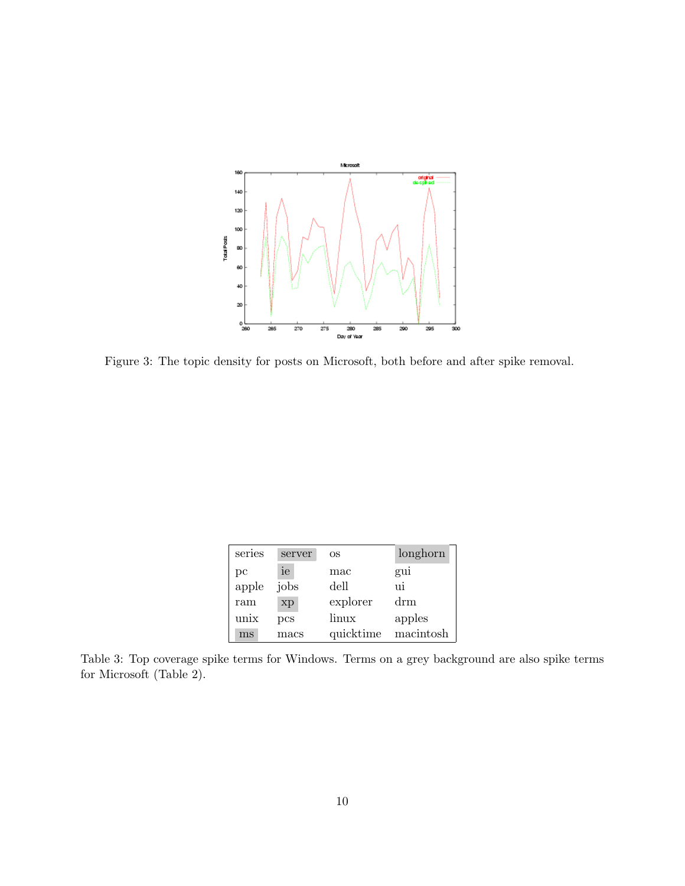Figure 3: The topic density for posts on Microsoft, both before and after spike removal.

| series | server | os | longhorn |
|---|---|---|---|
| pc | ie | mac | gui |
| apple | jobs | dell | ui |
| ram | xp | explorer | drm |
| unix | pcs | linux | apples |
| ms | macs | quicktime | macintosh |

Table 3: Top coverage spike terms for Windows. Terms on a grey background are also spike terms for Microsoft (Table 2).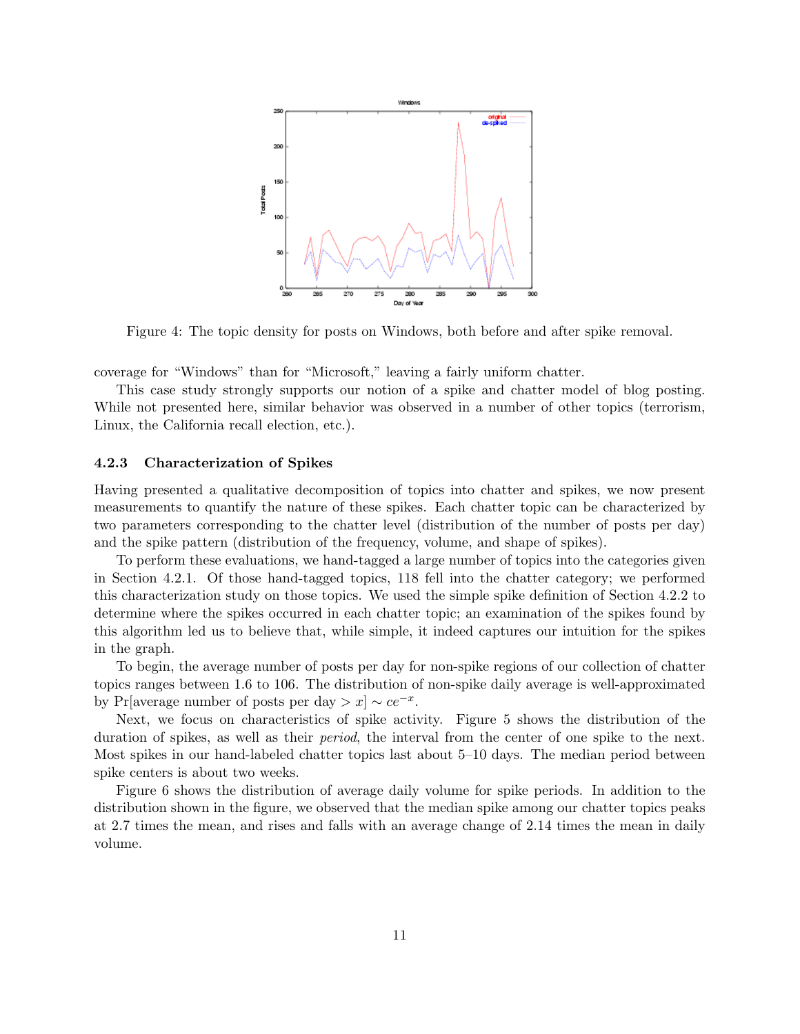Figure 4: The topic density for posts on Windows, both before and after spike removal.

coverage for "Windows" than for "Microsoft," leaving a fairly uniform chatter.

This case study strongly supports our notion of a spike and chatter model of blog posting. While not presented here, similar behavior was observed in a number of other topics (terrorism, Linux, the California recall election, etc.).

#### 4.2.3 Characterization of Spikes

Having presented a qualitative decomposition of topics into chatter and spikes, we now present measurements to quantify the nature of these spikes. Each chatter topic can be characterized by two parameters corresponding to the chatter level (distribution of the number of posts per day) and the spike pattern (distribution of the frequency, volume, and shape of spikes).

To perform these evaluations, we hand-tagged a large number of topics into the categories given in Section 4.2.1. Of those hand-tagged topics, 118 fell into the chatter category; we performed this characterization study on those topics. We used the simple spike definition of Section 4.2.2 to determine where the spikes occurred in each chatter topic; an examination of the spikes found by this algorithm led us to believe that, while simple, it indeed captures our intuition for the spikes in the graph.

To begin, the average number of posts per day for non-spike regions of our collection of chatter topics ranges between 1.6 to 106. The distribution of non-spike daily average is well-approximated by Pr[average number of posts per day $> x$] $\sim ce^{-x}$.

Next, we focus on characteristics of spike activity. Figure 5 shows the distribution of the duration of spikes, as well as their *period*, the interval from the center of one spike to the next. Most spikes in our hand-labeled chatter topics last about 5–10 days. The median period between spike centers is about two weeks.

Figure 6 shows the distribution of average daily volume for spike periods. In addition to the distribution shown in the figure, we observed that the median spike among our chatter topics peaks at 2.7 times the mean, and rises and falls with an average change of 2.14 times the mean in daily volume.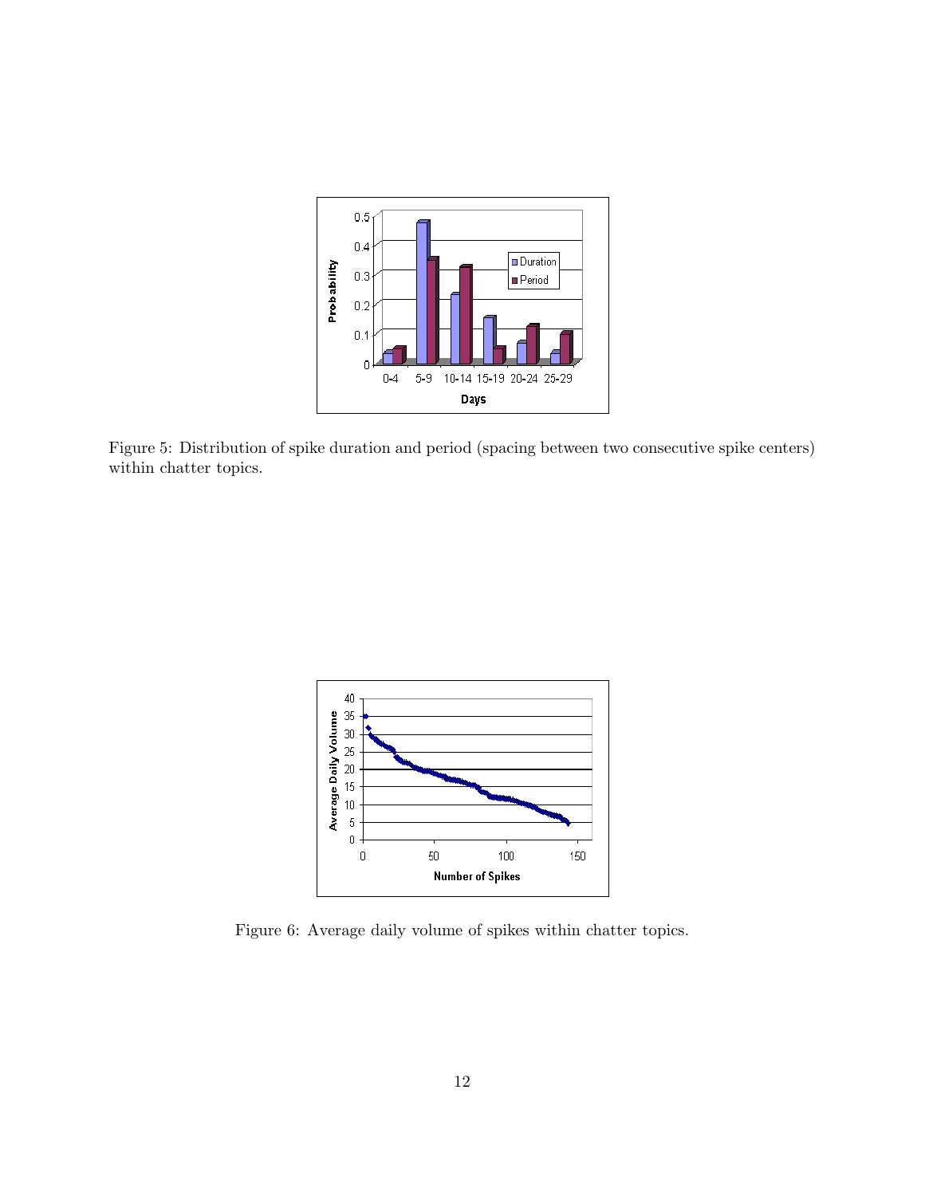Figure 5: Distribution of spike duration and period (spacing between two consecutive spike centers) within chatter topics.

Figure 6: Average daily volume of spikes within chatter topics.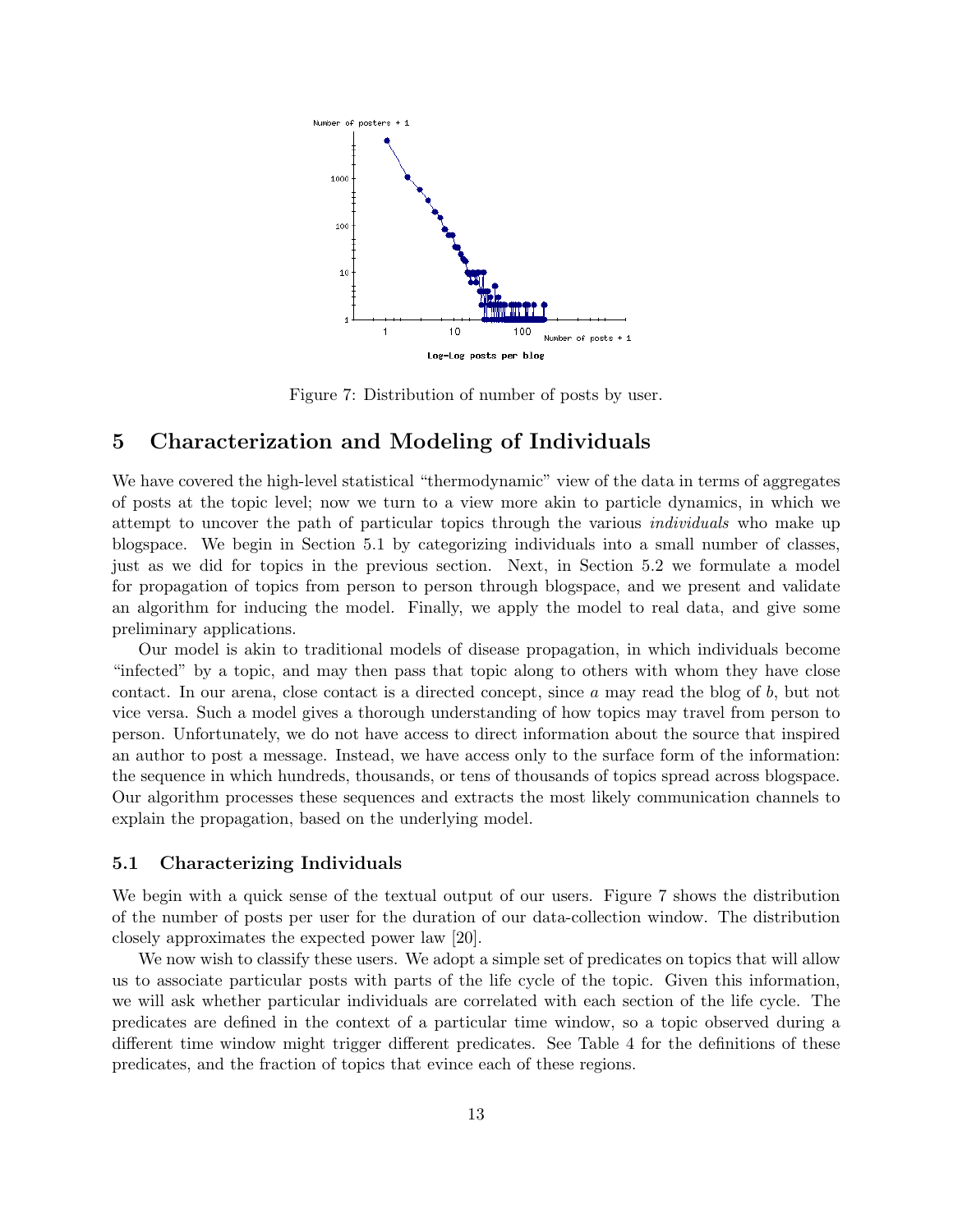Number of posters + 1

1000

100

10

1

1

10

100

Number of posts + 1

Log-Log posts per blog

Figure 7: Distribution of number of posts by user.

## 5 Characterization and Modeling of Individuals

We have covered the high-level statistical "thermodynamic" view of the data in terms of aggregates of posts at the topic level; now we turn to a view more akin to particle dynamics, in which we attempt to uncover the path of particular topics through the various *individuals* who make up blogspace. We begin in Section 5.1 by categorizing individuals into a small number of classes, just as we did for topics in the previous section. Next, in Section 5.2 we formulate a model for propagation of topics from person to person through blogspace, and we present and validate an algorithm for inducing the model. Finally, we apply the model to real data, and give some preliminary applications.

Our model is akin to traditional models of disease propagation, in which individuals become "infected" by a topic, and may then pass that topic along to others with whom they have close contact. In our arena, close contact is a directed concept, since $a$ may read the blog of $b$, but not vice versa. Such a model gives a thorough understanding of how topics may travel from person to person. Unfortunately, we do not have access to direct information about the source that inspired an author to post a message. Instead, we have access only to the surface form of the information: the sequence in which hundreds, thousands, or tens of thousands of topics spread across blogspace. Our algorithm processes these sequences and extracts the most likely communication channels to explain the propagation, based on the underlying model.

### 5.1 Characterizing Individuals

We begin with a quick sense of the textual output of our users. Figure 7 shows the distribution of the number of posts per user for the duration of our data-collection window. The distribution closely approximates the expected power law [20].

We now wish to classify these users. We adopt a simple set of predicates on topics that will allow us to associate particular posts with parts of the life cycle of the topic. Given this information, we will ask whether particular individuals are correlated with each section of the life cycle. The predicates are defined in the context of a particular time window, so a topic observed during a different time window might trigger different predicates. See Table 4 for the definitions of these predicates, and the fraction of topics that evince each of these regions.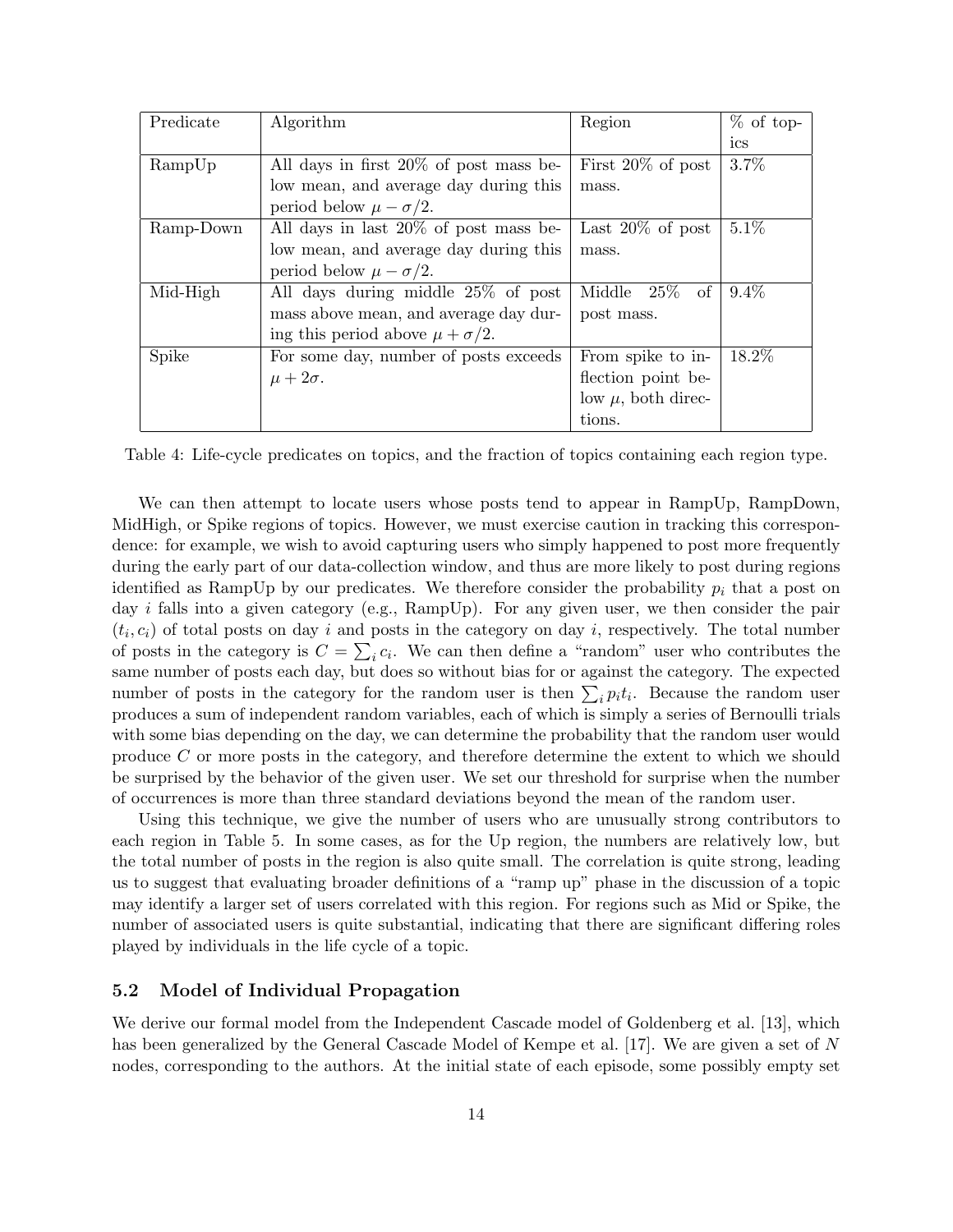| Predicate | Algorithm | Region | % of topics |
|---|---|---|---|
| RampUp | All days in first 20% of post mass below mean, and average day during this period below $\mu - \sigma/2$. | First 20% of post mass. | 3.7% |
| Ramp-Down | All days in last 20% of post mass below mean, and average day during this period below $\mu - \sigma/2$. | Last 20% of post mass. | 5.1% |
| Mid-High | All days during middle 25% of post mass above mean, and average day during this period above $\mu + \sigma/2$. | Middle 25% of post mass. | 9.4% |
| Spike | For some day, number of posts exceeds $\mu + 2\sigma$. | From spike to inflection point below $\mu$, both directions. | 18.2% |

Table 4: Life-cycle predicates on topics, and the fraction of topics containing each region type.

We can then attempt to locate users whose posts tend to appear in RampUp, RampDown, MidHigh, or Spike regions of topics. However, we must exercise caution in tracking this correspondence: for example, we wish to avoid capturing users who simply happened to post more frequently during the early part of our data-collection window, and thus are more likely to post during regions identified as RampUp by our predicates. We therefore consider the probability $p_i$ that a post on day $i$ falls into a given category (e.g., RampUp). For any given user, we then consider the pair $(t_i, c_i)$ of total posts on day $i$ and posts in the category on day $i$, respectively. The total number of posts in the category is $C = \sum_i c_i$. We can then define a "random" user who contributes the same number of posts each day, but does so without bias for or against the category. The expected number of posts in the category for the random user is then $\sum_i p_i t_i$. Because the random user produces a sum of independent random variables, each of which is simply a series of Bernoulli trials with some bias depending on the day, we can determine the probability that the random user would produce $C$ or more posts in the category, and therefore determine the extent to which we should be surprised by the behavior of the given user. We set our threshold for surprise when the number of occurrences is more than three standard deviations beyond the mean of the random user.

Using this technique, we give the number of users who are unusually strong contributors to each region in Table 5. In some cases, as for the Up region, the numbers are relatively low, but the total number of posts in the region is also quite small. The correlation is quite strong, leading us to suggest that evaluating broader definitions of a "ramp up" phase in the discussion of a topic may identify a larger set of users correlated with this region. For regions such as Mid or Spike, the number of associated users is quite substantial, indicating that there are significant differing roles played by individuals in the life cycle of a topic.

### 5.2 Model of Individual Propagation

We derive our formal model from the Independent Cascade model of Goldenberg et al. [13], which has been generalized by the General Cascade Model of Kempe et al. [17]. We are given a set of $N$ nodes, corresponding to the authors. At the initial state of each episode, some possibly empty set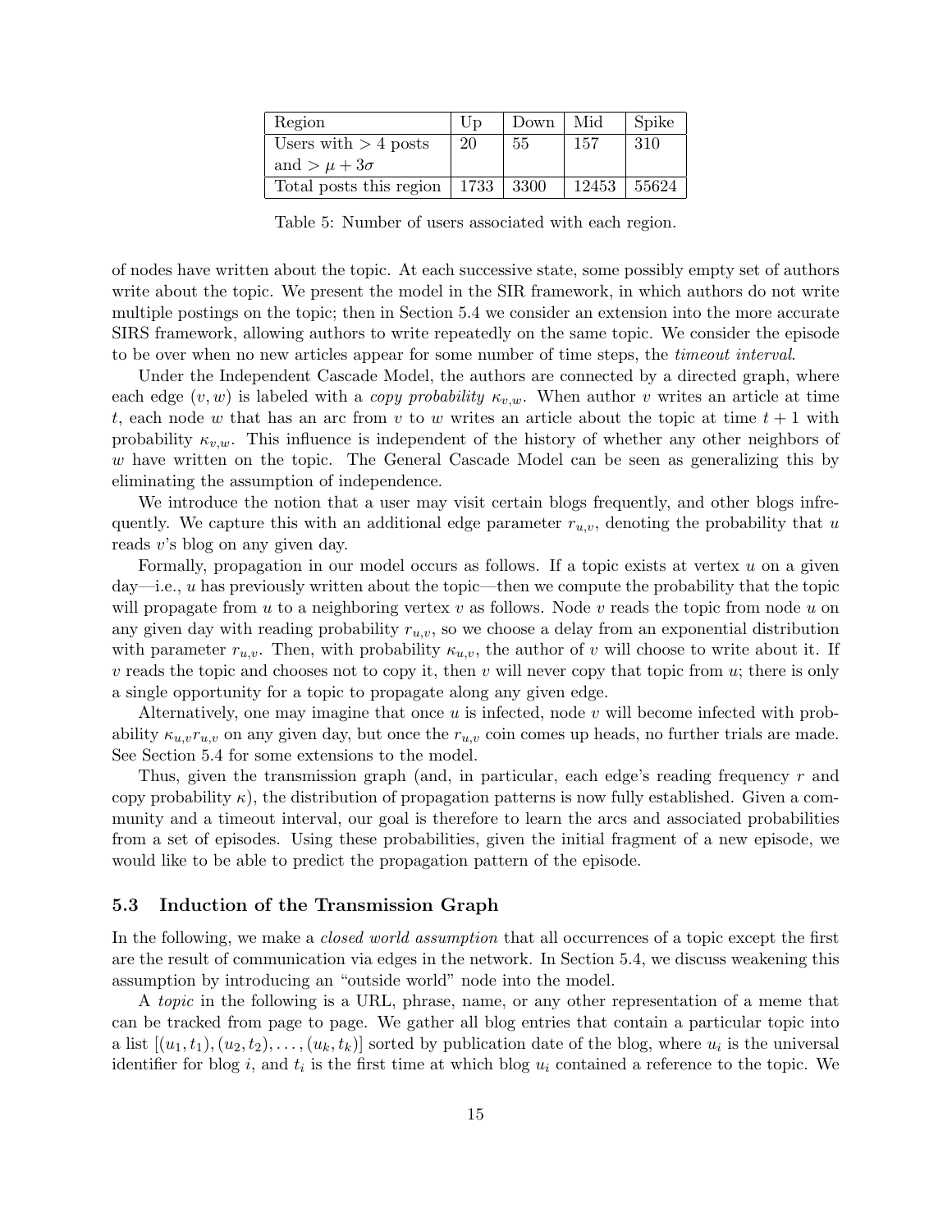| Region | Up | Down | Mid | Spike |
|---|---|---|---|---|
| Users with $> 4$ posts and $> \mu + 3\sigma$ | 20 | 55 | 157 | 310 |
| Total posts this region | 1733 | 3300 | 12453 | 55624 |

Table 5: Number of users associated with each region.

of nodes have written about the topic. At each successive state, some possibly empty set of authors write about the topic. We present the model in the SIR framework, in which authors do not write multiple postings on the topic; then in Section 5.4 we consider an extension into the more accurate SIRS framework, allowing authors to write repeatedly on the same topic. We consider the episode to be over when no new articles appear for some number of time steps, the *timeout interval*.

Under the Independent Cascade Model, the authors are connected by a directed graph, where each edge $(v, w)$ is labeled with a *copy probability* $\kappa_{v,w}$. When author $v$ writes an article at time $t$, each node $w$ that has an arc from $v$ to $w$ writes an article about the topic at time $t + 1$ with probability $\kappa_{v,w}$. This influence is independent of the history of whether any other neighbors of $w$ have written on the topic. The General Cascade Model can be seen as generalizing this by eliminating the assumption of independence.

We introduce the notion that a user may visit certain blogs frequently, and other blogs infrequently. We capture this with an additional edge parameter $r_{u,v}$, denoting the probability that $u$ reads $v$'s blog on any given day.

Formally, propagation in our model occurs as follows. If a topic exists at vertex $u$ on a given day—i.e., $u$ has previously written about the topic—then we compute the probability that the topic will propagate from $u$ to a neighboring vertex $v$ as follows. Node $v$ reads the topic from node $u$ on any given day with reading probability $r_{u,v}$, so we choose a delay from an exponential distribution with parameter $r_{u,v}$. Then, with probability $\kappa_{u,v}$, the author of $v$ will choose to write about it. If $v$ reads the topic and chooses not to copy it, then $v$ will never copy that topic from $u$; there is only a single opportunity for a topic to propagate along any given edge.

Alternatively, one may imagine that once $u$ is infected, node $v$ will become infected with probability $\kappa_{u,v} r_{u,v}$ on any given day, but once the $r_{u,v}$ coin comes up heads, no further trials are made. See Section 5.4 for some extensions to the model.

Thus, given the transmission graph (and, in particular, each edge's reading frequency $r$ and copy probability $\kappa$), the distribution of propagation patterns is now fully established. Given a community and a timeout interval, our goal is therefore to learn the arcs and associated probabilities from a set of episodes. Using these probabilities, given the initial fragment of a new episode, we would like to be able to predict the propagation pattern of the episode.

### 5.3 Induction of the Transmission Graph

In the following, we make a *closed world assumption* that all occurrences of a topic except the first are the result of communication via edges in the network. In Section 5.4, we discuss weakening this assumption by introducing an "outside world" node into the model.

A *topic* in the following is a URL, phrase, name, or any other representation of a meme that can be tracked from page to page. We gather all blog entries that contain a particular topic into a list $[(u_1, t_1), (u_2, t_2), \ldots, (u_k, t_k)]$ sorted by publication date of the blog, where $u_i$ is the universal identifier for blog $i$, and $t_i$ is the first time at which blog $u_i$ contained a reference to the topic. We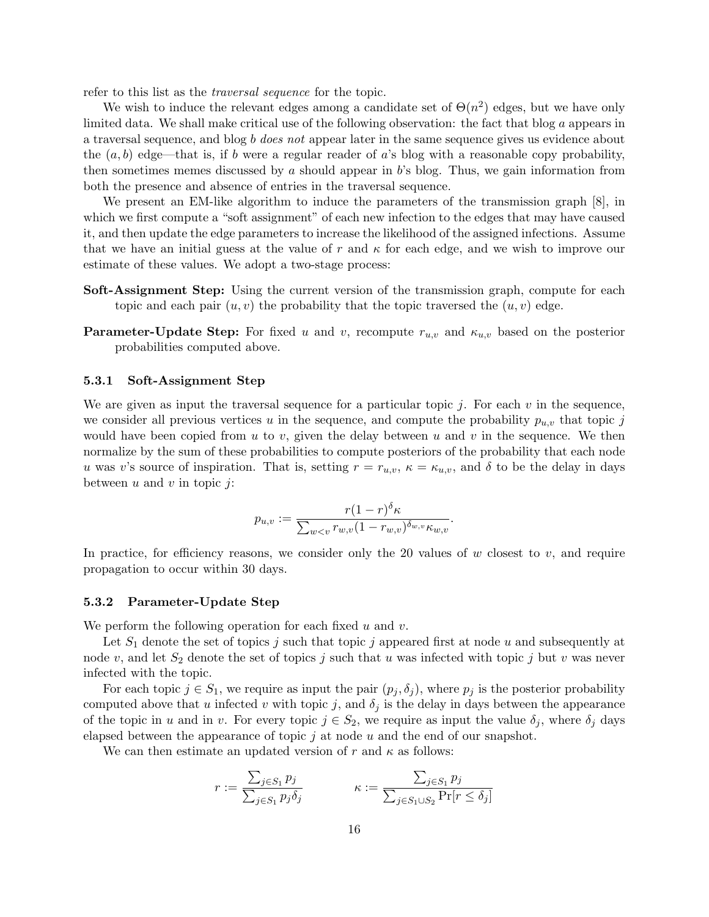refer to this list as the *traversal sequence* for the topic.

We wish to induce the relevant edges among a candidate set of $\Theta(n^2)$ edges, but we have only limited data. We shall make critical use of the following observation: the fact that blog $a$ appears in a traversal sequence, and blog $b$ *does not* appear later in the same sequence gives us evidence about the $(a, b)$ edge—that is, if $b$ were a regular reader of $a$'s blog with a reasonable copy probability, then sometimes memes discussed by $a$ should appear in $b$'s blog. Thus, we gain information from both the presence and absence of entries in the traversal sequence.

We present an EM-like algorithm to induce the parameters of the transmission graph [8], in which we first compute a "soft assignment" of each new infection to the edges that may have caused it, and then update the edge parameters to increase the likelihood of the assigned infections. Assume that we have an initial guess at the value of $r$ and $\kappa$ for each edge, and we wish to improve our estimate of these values. We adopt a two-stage process:

**Soft-Assignment Step:** Using the current version of the transmission graph, compute for each topic and each pair $(u, v)$ the probability that the topic traversed the $(u, v)$ edge.

**Parameter-Update Step:** For fixed $u$ and $v$, recompute $r_{u,v}$ and $\kappa_{u,v}$ based on the posterior probabilities computed above.

### 5.3.1 Soft-Assignment Step

We are given as input the traversal sequence for a particular topic $j$. For each $v$ in the sequence, we consider all previous vertices $u$ in the sequence, and compute the probability $p_{u,v}$ that topic $j$ would have been copied from $u$ to $v$, given the delay between $u$ and $v$ in the sequence. We then normalize by the sum of these probabilities to compute posteriors of the probability that each node $u$ was $v$'s source of inspiration. That is, setting $r = r_{u,v}$, $\kappa = \kappa_{u,v}$, and $\delta$ to be the delay in days between $u$ and $v$ in topic $j$:

$$p_{u,v} := \frac{r(1-r)^{\delta}\kappa}{\sum_{w<v} r_{w,v}(1-r_{w,v})^{\delta_{w,v}}\kappa_{w,v}}.$$

In practice, for efficiency reasons, we consider only the 20 values of $w$ closest to $v$, and require propagation to occur within 30 days.

### 5.3.2 Parameter-Update Step

We perform the following operation for each fixed $u$ and $v$.

Let $S_1$ denote the set of topics $j$ such that topic $j$ appeared first at node $u$ and subsequently at node $v$, and let $S_2$ denote the set of topics $j$ such that $u$ was infected with topic $j$ but $v$ was never infected with the topic.

For each topic $j \in S_1$, we require as input the pair $(p_j, \delta_j)$, where $p_j$ is the posterior probability computed above that $u$ infected $v$ with topic $j$, and $\delta_j$ is the delay in days between the appearance of the topic in $u$ and in $v$. For every topic $j \in S_2$, we require as input the value $\delta_j$, where $\delta_j$ days elapsed between the appearance of topic $j$ at node $u$ and the end of our snapshot.

We can then estimate an updated version of $r$ and $\kappa$ as follows:

$$r := \frac{\sum_{j \in S_1} p_j}{\sum_{j \in S_1} p_j \delta_j} \qquad \kappa := \frac{\sum_{j \in S_1} p_j}{\sum_{j \in S_1 \cup S_2} \Pr[r \leq \delta_j]}$$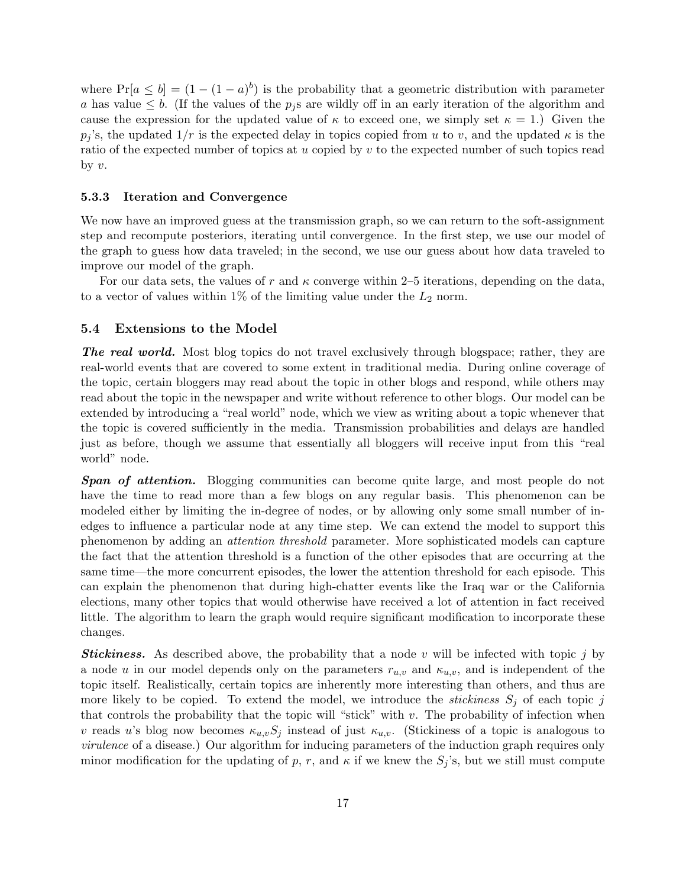where $\Pr[a \leq b] = (1 - (1 - a)^b)$ is the probability that a geometric distribution with parameter $a$ has value $\leq b$. (If the values of the $p_j$s are wildly off in an early iteration of the algorithm and cause the expression for the updated value of $\kappa$ to exceed one, we simply set $\kappa = 1$.) Given the $p_j$'s, the updated $1/r$ is the expected delay in topics copied from $u$ to $v$, and the updated $\kappa$ is the ratio of the expected number of topics at $u$ copied by $v$ to the expected number of such topics read by $v$.

#### 5.3.3 Iteration and Convergence

We now have an improved guess at the transmission graph, so we can return to the soft-assignment step and recompute posteriors, iterating until convergence. In the first step, we use our model of the graph to guess how data traveled; in the second, we use our guess about how data traveled to improve our model of the graph.

For our data sets, the values of $r$ and $\kappa$ converge within 2–5 iterations, depending on the data, to a vector of values within 1% of the limiting value under the $L_2$ norm.

### 5.4 Extensions to the Model

***The real world.*** Most blog topics do not travel exclusively through blogspace; rather, they are real-world events that are covered to some extent in traditional media. During online coverage of the topic, certain bloggers may read about the topic in other blogs and respond, while others may read about the topic in the newspaper and write without reference to other blogs. Our model can be extended by introducing a "real world" node, which we view as writing about a topic whenever that the topic is covered sufficiently in the media. Transmission probabilities and delays are handled just as before, though we assume that essentially all bloggers will receive input from this "real world" node.

***Span of attention.*** Blogging communities can become quite large, and most people do not have the time to read more than a few blogs on any regular basis. This phenomenon can be modeled either by limiting the in-degree of nodes, or by allowing only some small number of in-edges to influence a particular node at any time step. We can extend the model to support this phenomenon by adding an *attention threshold* parameter. More sophisticated models can capture the fact that the attention threshold is a function of the other episodes that are occurring at the same time—the more concurrent episodes, the lower the attention threshold for each episode. This can explain the phenomenon that during high-chatter events like the Iraq war or the California elections, many other topics that would otherwise have received a lot of attention in fact received little. The algorithm to learn the graph would require significant modification to incorporate these changes.

***Stickiness.*** As described above, the probability that a node $v$ will be infected with topic $j$ by a node $u$ in our model depends only on the parameters $r_{u,v}$ and $\kappa_{u,v}$, and is independent of the topic itself. Realistically, certain topics are inherently more interesting than others, and thus are more likely to be copied. To extend the model, we introduce the *stickiness* $S_j$ of each topic $j$ that controls the probability that the topic will "stick" with $v$. The probability of infection when $v$ reads $u$'s blog now becomes $\kappa_{u,v}S_j$ instead of just $\kappa_{u,v}$. (Stickiness of a topic is analogous to *virulence* of a disease.) Our algorithm for inducing parameters of the induction graph requires only minor modification for the updating of $p$, $r$, and $\kappa$ if we knew the $S_j$'s, but we still must compute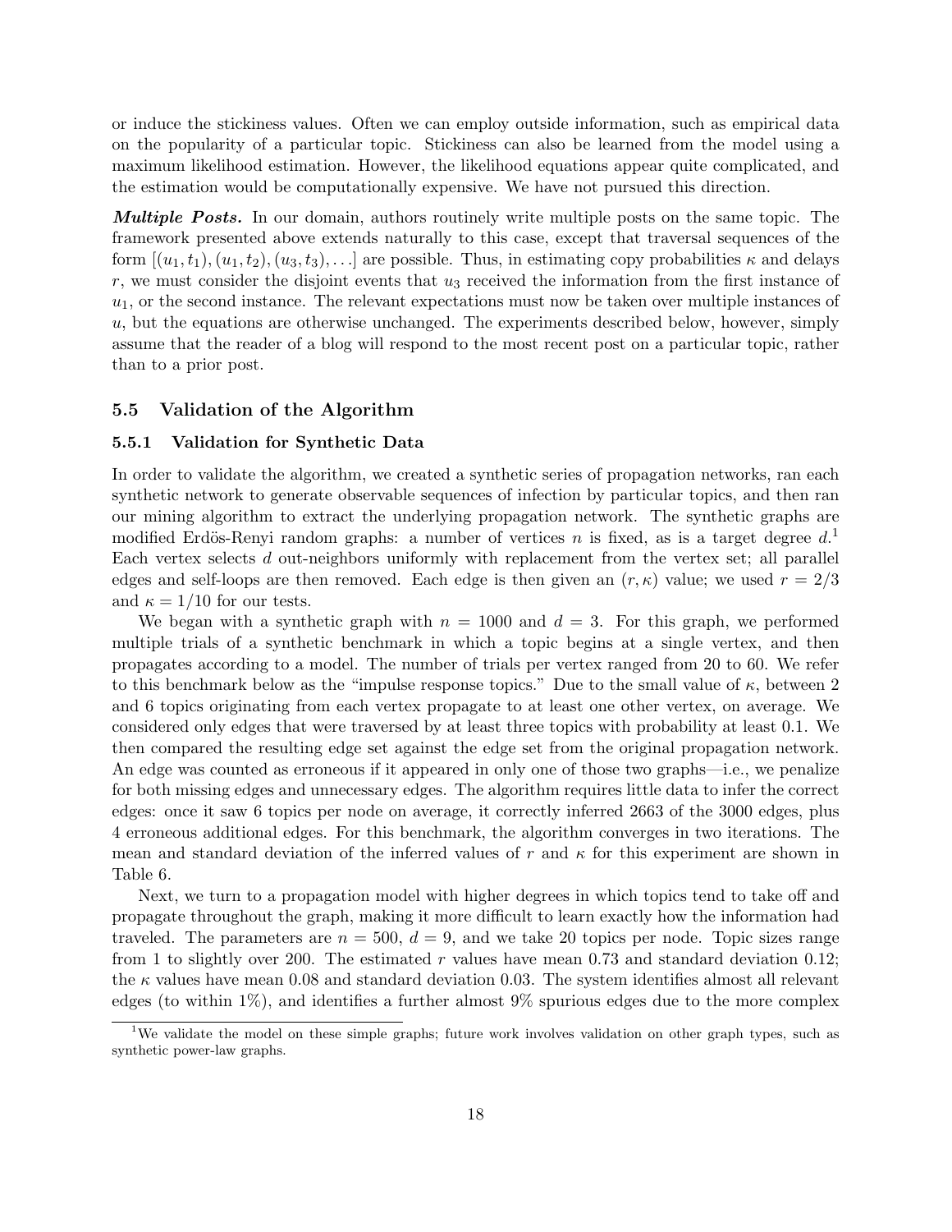or induce the stickiness values. Often we can employ outside information, such as empirical data on the popularity of a particular topic. Stickiness can also be learned from the model using a maximum likelihood estimation. However, the likelihood equations appear quite complicated, and the estimation would be computationally expensive. We have not pursued this direction.

***Multiple Posts.*** In our domain, authors routinely write multiple posts on the same topic. The framework presented above extends naturally to this case, except that traversal sequences of the form $[(u_1, t_1), (u_1, t_2), (u_3, t_3), \ldots]$ are possible. Thus, in estimating copy probabilities $\kappa$ and delays $r$, we must consider the disjoint events that $u_3$ received the information from the first instance of $u_1$, or the second instance. The relevant expectations must now be taken over multiple instances of $u$, but the equations are otherwise unchanged. The experiments described below, however, simply assume that the reader of a blog will respond to the most recent post on a particular topic, rather than to a prior post.

### 5.5 Validation of the Algorithm

#### 5.5.1 Validation for Synthetic Data

In order to validate the algorithm, we created a synthetic series of propagation networks, ran each synthetic network to generate observable sequences of infection by particular topics, and then ran our mining algorithm to extract the underlying propagation network. The synthetic graphs are modified Erdös-Renyi random graphs: a number of vertices $n$ is fixed, as is a target degree $d$.[1] Each vertex selects $d$ out-neighbors uniformly with replacement from the vertex set; all parallel edges and self-loops are then removed. Each edge is then given an $(r, \kappa)$ value; we used $r = 2/3$ and $\kappa = 1/10$ for our tests.

We began with a synthetic graph with $n = 1000$ and $d = 3$. For this graph, we performed multiple trials of a synthetic benchmark in which a topic begins at a single vertex, and then propagates according to a model. The number of trials per vertex ranged from 20 to 60. We refer to this benchmark below as the "impulse response topics." Due to the small value of $\kappa$, between 2 and 6 topics originating from each vertex propagate to at least one other vertex, on average. We considered only edges that were traversed by at least three topics with probability at least 0.1. We then compared the resulting edge set against the edge set from the original propagation network. An edge was counted as erroneous if it appeared in only one of those two graphs—i.e., we penalize for both missing edges and unnecessary edges. The algorithm requires little data to infer the correct edges: once it saw 6 topics per node on average, it correctly inferred 2663 of the 3000 edges, plus 4 erroneous additional edges. For this benchmark, the algorithm converges in two iterations. The mean and standard deviation of the inferred values of $r$ and $\kappa$ for this experiment are shown in Table 6.

Next, we turn to a propagation model with higher degrees in which topics tend to take off and propagate throughout the graph, making it more difficult to learn exactly how the information had traveled. The parameters are $n = 500$, $d = 9$, and we take 20 topics per node. Topic sizes range from 1 to slightly over 200. The estimated $r$ values have mean 0.73 and standard deviation 0.12; the $\kappa$ values have mean 0.08 and standard deviation 0.03. The system identifies almost all relevant edges (to within 1%), and identifies a further almost 9% spurious edges due to the more complex

[1] We validate the model on these simple graphs; future work involves validation on other graph types, such as synthetic power-law graphs.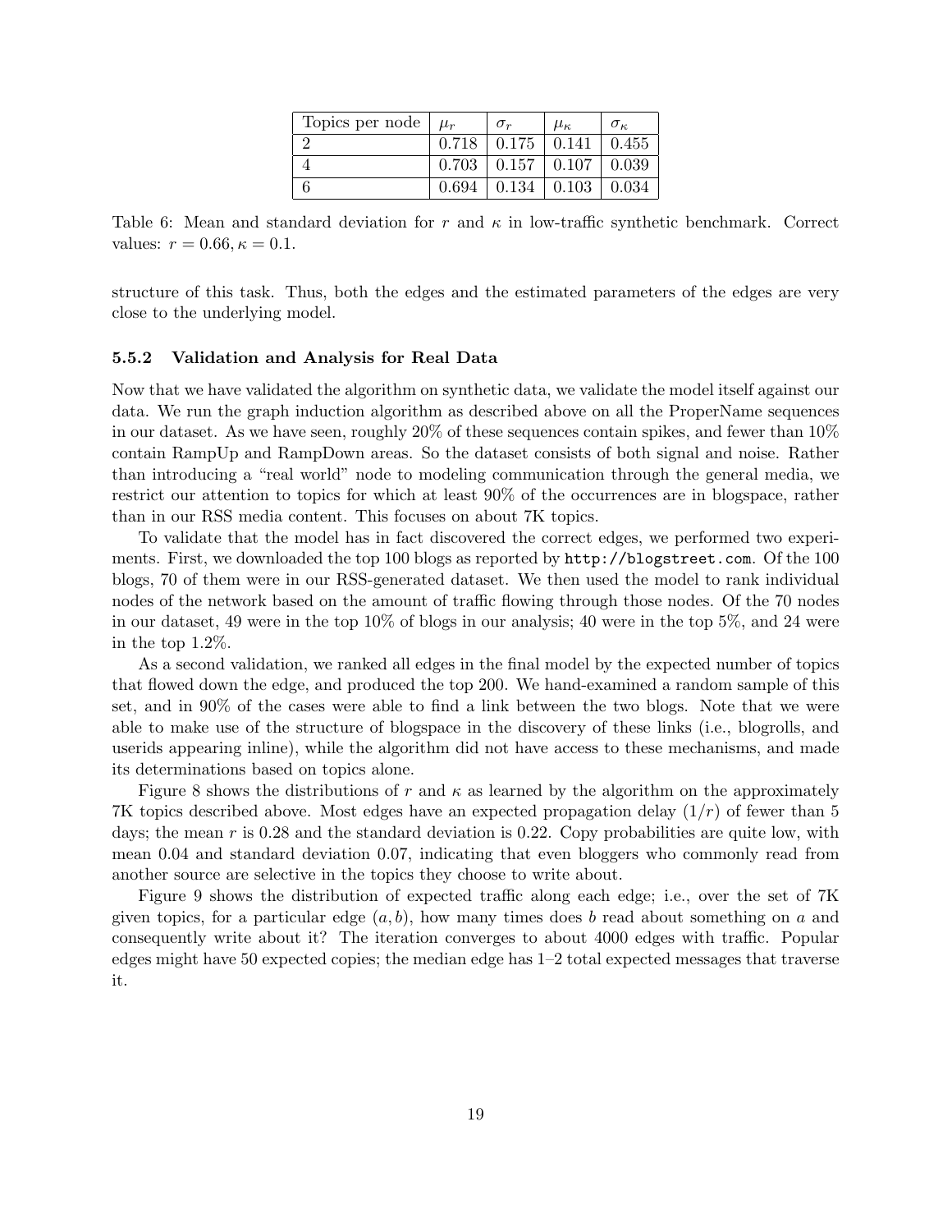| Topics per node | $\mu_r$ | $\sigma_r$ | $\mu_\kappa$ | $\sigma_\kappa$ |
|---|---|---|---|---|
| 2 | 0.718 | 0.175 | 0.141 | 0.455 |
| 4 | 0.703 | 0.157 | 0.107 | 0.039 |
| 6 | 0.694 | 0.134 | 0.103 | 0.034 |

Table 6: Mean and standard deviation for $r$ and $\kappa$ in low-traffic synthetic benchmark. Correct values: $r = 0.66, \kappa = 0.1$.

structure of this task. Thus, both the edges and the estimated parameters of the edges are very close to the underlying model.

### 5.5.2 Validation and Analysis for Real Data

Now that we have validated the algorithm on synthetic data, we validate the model itself against our data. We run the graph induction algorithm as described above on all the ProperName sequences in our dataset. As we have seen, roughly 20% of these sequences contain spikes, and fewer than 10% contain RampUp and RampDown areas. So the dataset consists of both signal and noise. Rather than introducing a "real world" node to modeling communication through the general media, we restrict our attention to topics for which at least 90% of the occurrences are in blogspace, rather than in our RSS media content. This focuses on about 7K topics.

To validate that the model has in fact discovered the correct edges, we performed two experiments. First, we downloaded the top 100 blogs as reported by `http://blogstreet.com`. Of the 100 blogs, 70 of them were in our RSS-generated dataset. We then used the model to rank individual nodes of the network based on the amount of traffic flowing through those nodes. Of the 70 nodes in our dataset, 49 were in the top 10% of blogs in our analysis; 40 were in the top 5%, and 24 were in the top 1.2%.

As a second validation, we ranked all edges in the final model by the expected number of topics that flowed down the edge, and produced the top 200. We hand-examined a random sample of this set, and in 90% of the cases were able to find a link between the two blogs. Note that we were able to make use of the structure of blogspace in the discovery of these links (i.e., blogrolls, and userids appearing inline), while the algorithm did not have access to these mechanisms, and made its determinations based on topics alone.

Figure 8 shows the distributions of $r$ and $\kappa$ as learned by the algorithm on the approximately 7K topics described above. Most edges have an expected propagation delay ($1/r$) of fewer than 5 days; the mean $r$ is 0.28 and the standard deviation is 0.22. Copy probabilities are quite low, with mean 0.04 and standard deviation 0.07, indicating that even bloggers who commonly read from another source are selective in the topics they choose to write about.

Figure 9 shows the distribution of expected traffic along each edge; i.e., over the set of 7K given topics, for a particular edge $(a, b)$, how many times does $b$ read about something on $a$ and consequently write about it? The iteration converges to about 4000 edges with traffic. Popular edges might have 50 expected copies; the median edge has 1–2 total expected messages that traverse it.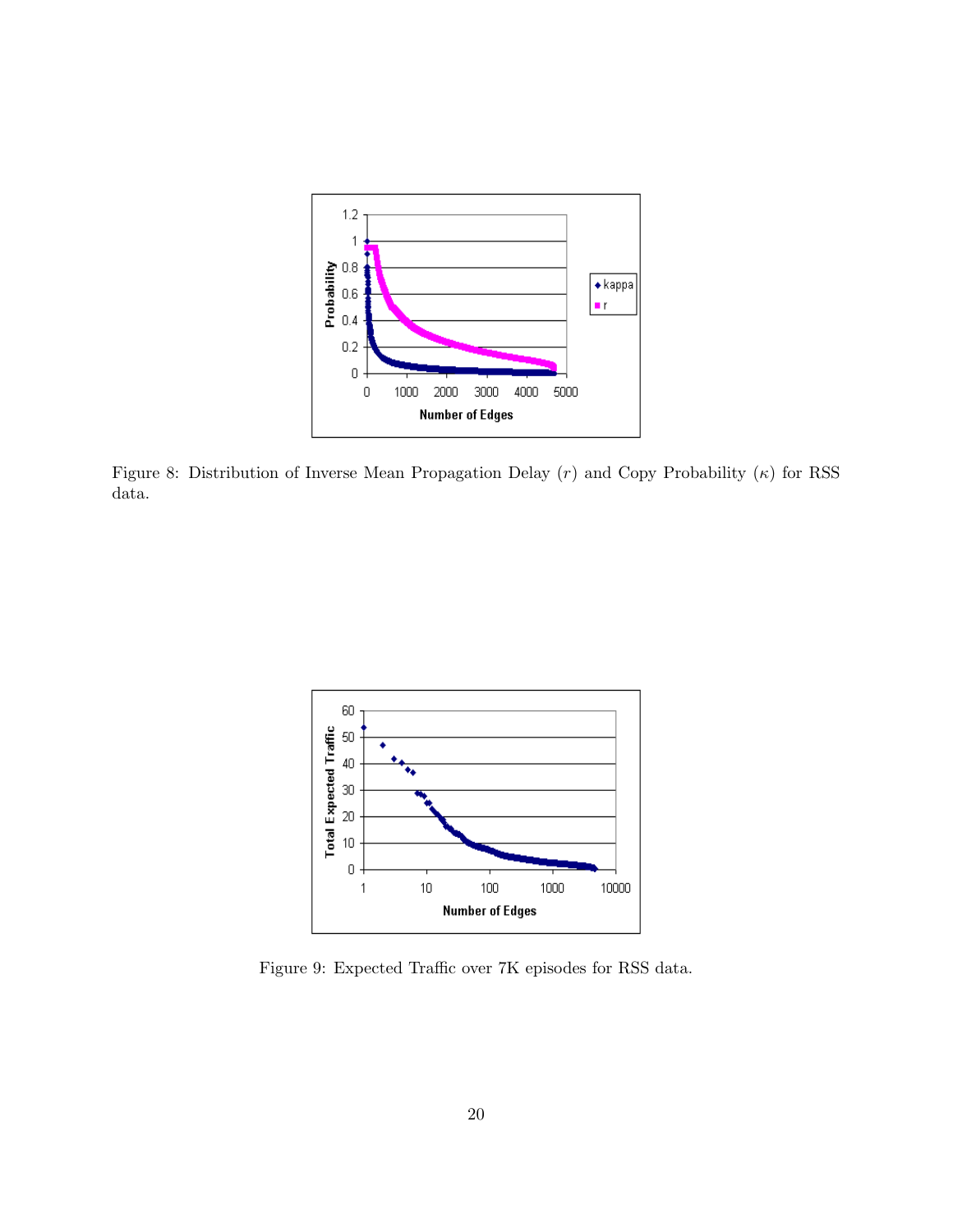Figure 8: Distribution of Inverse Mean Propagation Delay ($r$) and Copy Probability ($\kappa$) for RSS data.

Figure 9: Expected Traffic over 7K episodes for RSS data.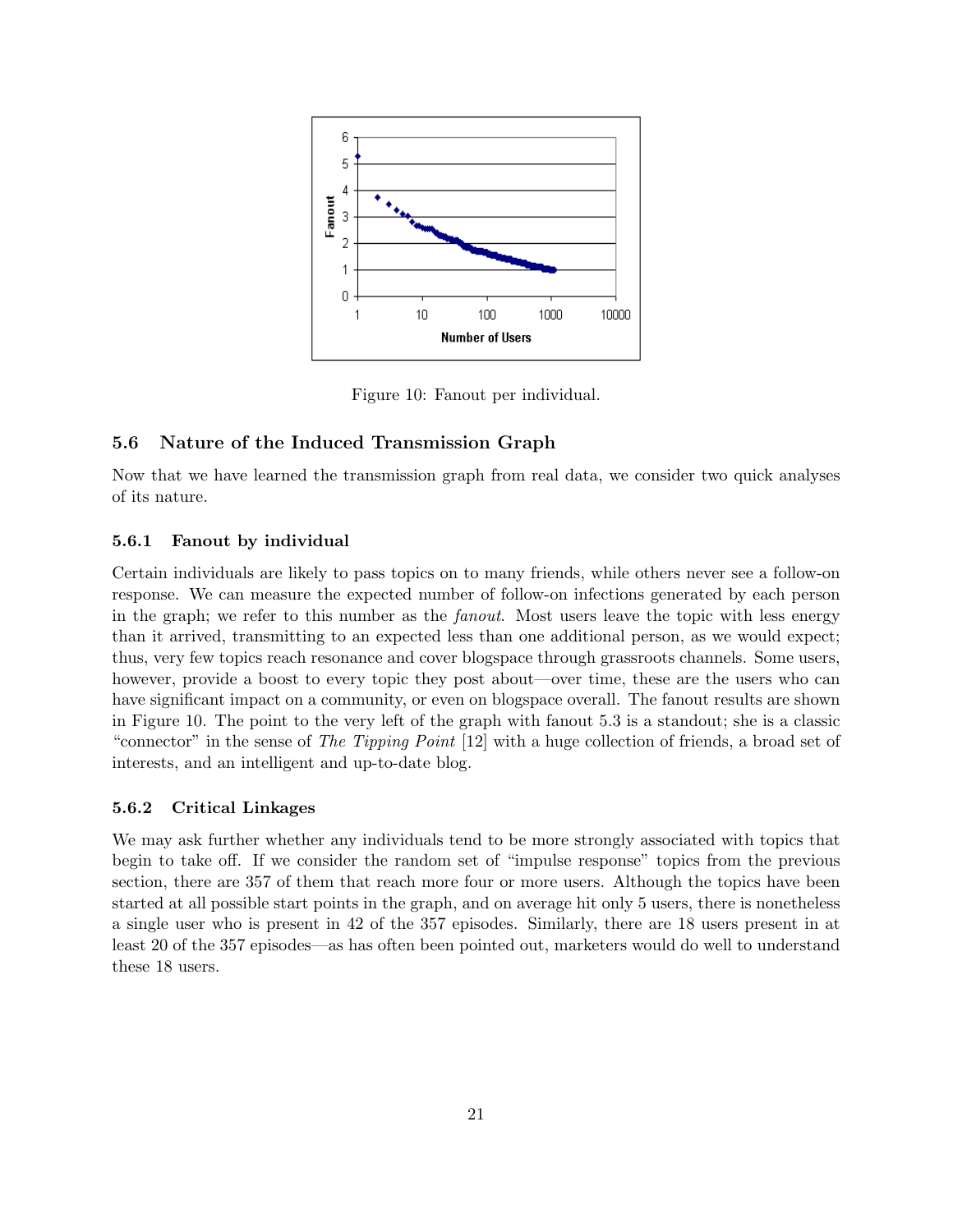Figure 10: Fanout per individual.

### 5.6 Nature of the Induced Transmission Graph

Now that we have learned the transmission graph from real data, we consider two quick analyses of its nature.

#### 5.6.1 Fanout by individual

Certain individuals are likely to pass topics on to many friends, while others never see a follow-on response. We can measure the expected number of follow-on infections generated by each person in the graph; we refer to this number as the *fanout*. Most users leave the topic with less energy than it arrived, transmitting to an expected less than one additional person, as we would expect; thus, very few topics reach resonance and cover blogspace through grassroots channels. Some users, however, provide a boost to every topic they post about—over time, these are the users who can have significant impact on a community, or even on blogspace overall. The fanout results are shown in Figure 10. The point to the very left of the graph with fanout 5.3 is a standout; she is a classic "connector" in the sense of *The Tipping Point* [12] with a huge collection of friends, a broad set of interests, and an intelligent and up-to-date blog.

#### 5.6.2 Critical Linkages

We may ask further whether any individuals tend to be more strongly associated with topics that begin to take off. If we consider the random set of "impulse response" topics from the previous section, there are 357 of them that reach more four or more users. Although the topics have been started at all possible start points in the graph, and on average hit only 5 users, there is nonetheless a single user who is present in 42 of the 357 episodes. Similarly, there are 18 users present in at least 20 of the 357 episodes—as has often been pointed out, marketers would do well to understand these 18 users.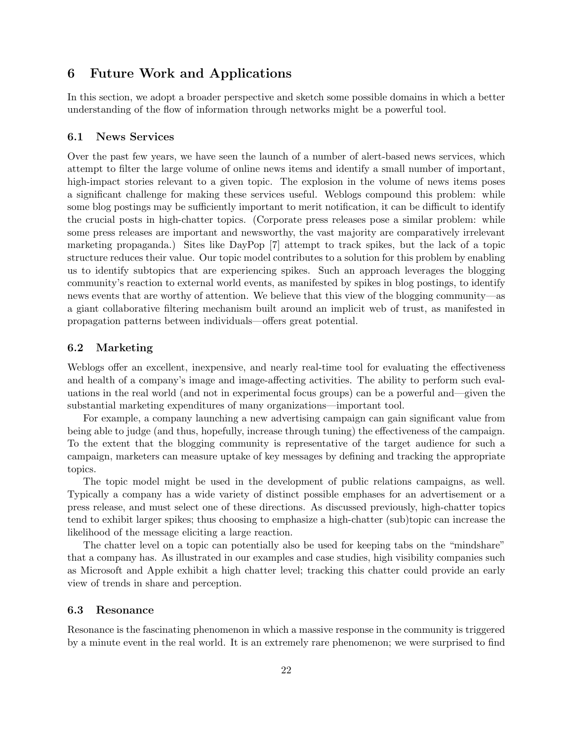## 6 Future Work and Applications

In this section, we adopt a broader perspective and sketch some possible domains in which a better understanding of the flow of information through networks might be a powerful tool.

### 6.1 News Services

Over the past few years, we have seen the launch of a number of alert-based news services, which attempt to filter the large volume of online news items and identify a small number of important, high-impact stories relevant to a given topic. The explosion in the volume of news items poses a significant challenge for making these services useful. Weblogs compound this problem: while some blog postings may be sufficiently important to merit notification, it can be difficult to identify the crucial posts in high-chatter topics. (Corporate press releases pose a similar problem: while some press releases are important and newsworthy, the vast majority are comparatively irrelevant marketing propaganda.) Sites like DayPop [7] attempt to track spikes, but the lack of a topic structure reduces their value. Our topic model contributes to a solution for this problem by enabling us to identify subtopics that are experiencing spikes. Such an approach leverages the blogging community's reaction to external world events, as manifested by spikes in blog postings, to identify news events that are worthy of attention. We believe that this view of the blogging community—as a giant collaborative filtering mechanism built around an implicit web of trust, as manifested in propagation patterns between individuals—offers great potential.

### 6.2 Marketing

Weblogs offer an excellent, inexpensive, and nearly real-time tool for evaluating the effectiveness and health of a company's image and image-affecting activities. The ability to perform such evaluations in the real world (and not in experimental focus groups) can be a powerful and—given the substantial marketing expenditures of many organizations—important tool.

For example, a company launching a new advertising campaign can gain significant value from being able to judge (and thus, hopefully, increase through tuning) the effectiveness of the campaign. To the extent that the blogging community is representative of the target audience for such a campaign, marketers can measure uptake of key messages by defining and tracking the appropriate topics.

The topic model might be used in the development of public relations campaigns, as well. Typically a company has a wide variety of distinct possible emphases for an advertisement or a press release, and must select one of these directions. As discussed previously, high-chatter topics tend to exhibit larger spikes; thus choosing to emphasize a high-chatter (sub)topic can increase the likelihood of the message eliciting a large reaction.

The chatter level on a topic can potentially also be used for keeping tabs on the "mindshare" that a company has. As illustrated in our examples and case studies, high visibility companies such as Microsoft and Apple exhibit a high chatter level; tracking this chatter could provide an early view of trends in share and perception.

### 6.3 Resonance

Resonance is the fascinating phenomenon in which a massive response in the community is triggered by a minute event in the real world. It is an extremely rare phenomenon; we were surprised to find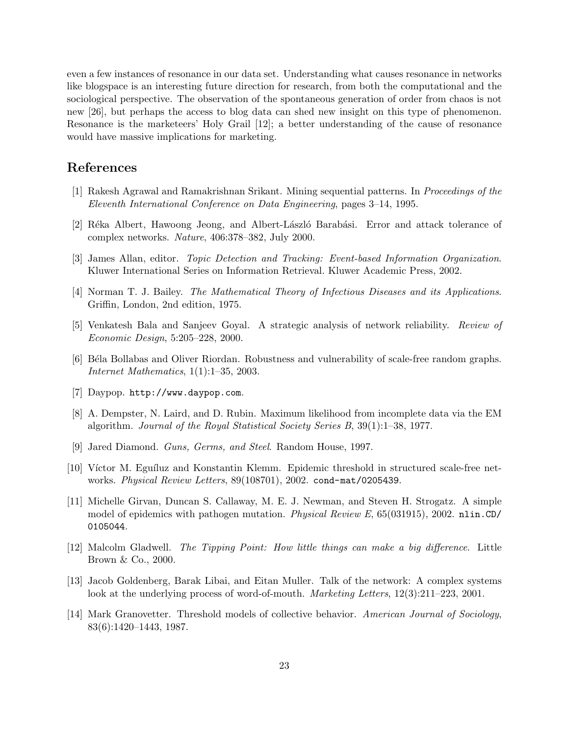even a few instances of resonance in our data set. Understanding what causes resonance in networks like blogspace is an interesting future direction for research, from both the computational and the sociological perspective. The observation of the spontaneous generation of order from chaos is not new [26], but perhaps the access to blog data can shed new insight on this type of phenomenon. Resonance is the marketeers' Holy Grail [12]; a better understanding of the cause of resonance would have massive implications for marketing.

## References

[1] Rakesh Agrawal and Ramakrishnan Srikant. Mining sequential patterns. In *Proceedings of the Eleventh International Conference on Data Engineering*, pages 3–14, 1995.

[2] Réka Albert, Hawoong Jeong, and Albert-László Barabási. Error and attack tolerance of complex networks. *Nature*, 406:378–382, July 2000.

[3] James Allan, editor. *Topic Detection and Tracking: Event-based Information Organization*. Kluwer International Series on Information Retrieval. Kluwer Academic Press, 2002.

[4] Norman T. J. Bailey. *The Mathematical Theory of Infectious Diseases and its Applications*. Griffin, London, 2nd edition, 1975.

[5] Venkatesh Bala and Sanjeev Goyal. A strategic analysis of network reliability. *Review of Economic Design*, 5:205–228, 2000.

[6] Béla Bollabas and Oliver Riordan. Robustness and vulnerability of scale-free random graphs. *Internet Mathematics*, 1(1):1–35, 2003.

[7] Daypop. `http://www.daypop.com`.

[8] A. Dempster, N. Laird, and D. Rubin. Maximum likelihood from incomplete data via the EM algorithm. *Journal of the Royal Statistical Society Series B*, 39(1):1–38, 1977.

[9] Jared Diamond. *Guns, Germs, and Steel*. Random House, 1997.

[10] Víctor M. Eguíluz and Konstantin Klemm. Epidemic threshold in structured scale-free networks. *Physical Review Letters*, 89(108701), 2002. `cond-mat/0205439`.

[11] Michelle Girvan, Duncan S. Callaway, M. E. J. Newman, and Steven H. Strogatz. A simple model of epidemics with pathogen mutation. *Physical Review E*, 65(031915), 2002. `nlin.CD/0105044`.

[12] Malcolm Gladwell. *The Tipping Point: How little things can make a big difference*. Little Brown & Co., 2000.

[13] Jacob Goldenberg, Barak Libai, and Eitan Muller. Talk of the network: A complex systems look at the underlying process of word-of-mouth. *Marketing Letters*, 12(3):211–223, 2001.

[14] Mark Granovetter. Threshold models of collective behavior. *American Journal of Sociology*, 83(6):1420–1443, 1987.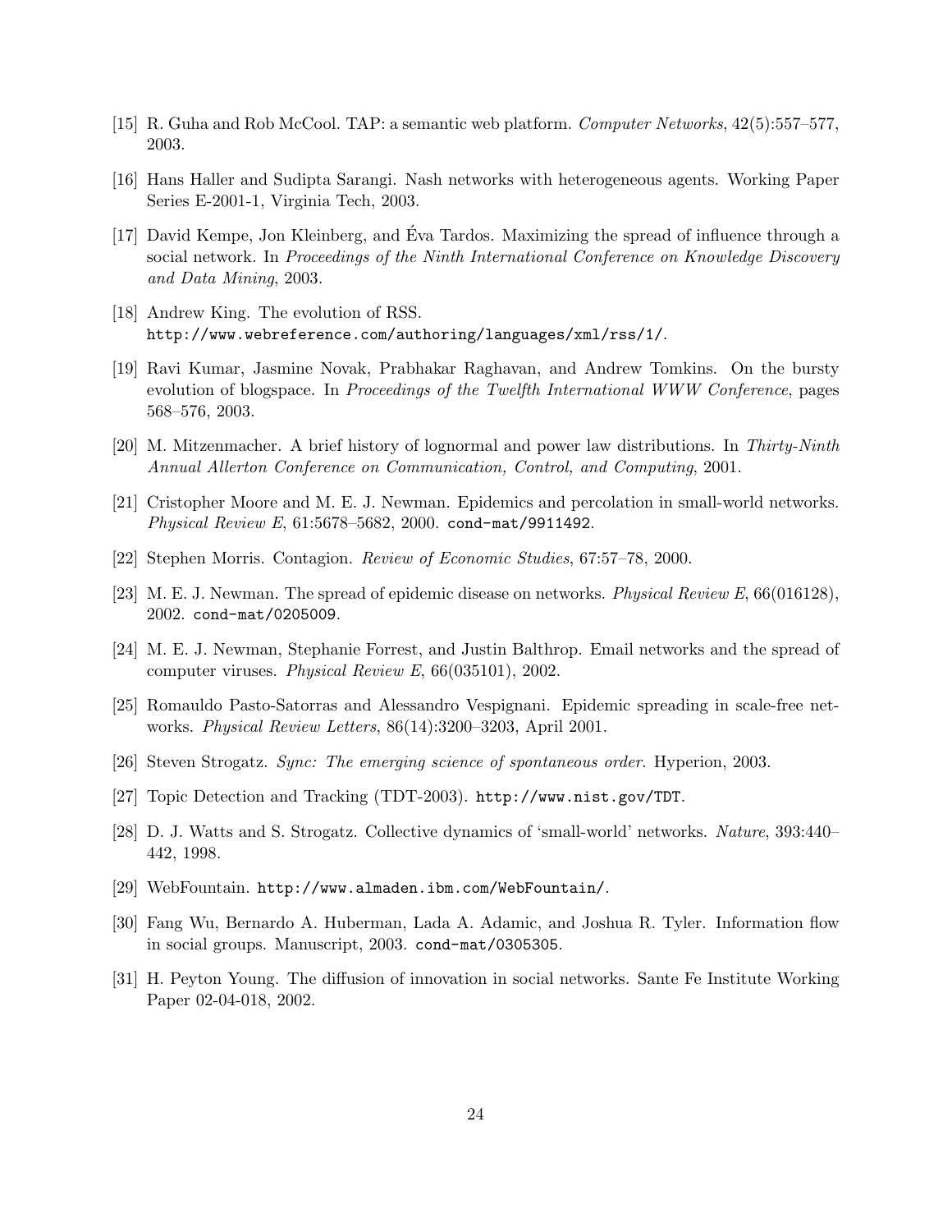[15] R. Guha and Rob McCool. TAP: a semantic web platform. *Computer Networks*, 42(5):557–577, 2003.

[16] Hans Haller and Sudipta Sarangi. Nash networks with heterogeneous agents. Working Paper Series E-2001-1, Virginia Tech, 2003.

[17] David Kempe, Jon Kleinberg, and Éva Tardos. Maximizing the spread of influence through a social network. In *Proceedings of the Ninth International Conference on Knowledge Discovery and Data Mining*, 2003.

[18] Andrew King. The evolution of RSS. `http://www.webreference.com/authoring/languages/xml/rss/1/`.

[19] Ravi Kumar, Jasmine Novak, Prabhakar Raghavan, and Andrew Tomkins. On the bursty evolution of blogspace. In *Proceedings of the Twelfth International WWW Conference*, pages 568–576, 2003.

[20] M. Mitzenmacher. A brief history of lognormal and power law distributions. In *Thirty-Ninth Annual Allerton Conference on Communication, Control, and Computing*, 2001.

[21] Cristopher Moore and M. E. J. Newman. Epidemics and percolation in small-world networks. *Physical Review E*, 61:5678–5682, 2000. `cond-mat/9911492`.

[22] Stephen Morris. Contagion. *Review of Economic Studies*, 67:57–78, 2000.

[23] M. E. J. Newman. The spread of epidemic disease on networks. *Physical Review E*, 66(016128), 2002. `cond-mat/0205009`.

[24] M. E. J. Newman, Stephanie Forrest, and Justin Balthrop. Email networks and the spread of computer viruses. *Physical Review E*, 66(035101), 2002.

[25] Romauldo Pasto-Satorras and Alessandro Vespignani. Epidemic spreading in scale-free networks. *Physical Review Letters*, 86(14):3200–3203, April 2001.

[26] Steven Strogatz. *Sync: The emerging science of spontaneous order.* Hyperion, 2003.

[27] Topic Detection and Tracking (TDT-2003). `http://www.nist.gov/TDT`.

[28] D. J. Watts and S. Strogatz. Collective dynamics of 'small-world' networks. *Nature*, 393:440–442, 1998.

[29] WebFountain. `http://www.almaden.ibm.com/WebFountain/`.

[30] Fang Wu, Bernardo A. Huberman, Lada A. Adamic, and Joshua R. Tyler. Information flow in social groups. Manuscript, 2003. `cond-mat/0305305`.

[31] H. Peyton Young. The diffusion of innovation in social networks. Sante Fe Institute Working Paper 02-04-018, 2002.